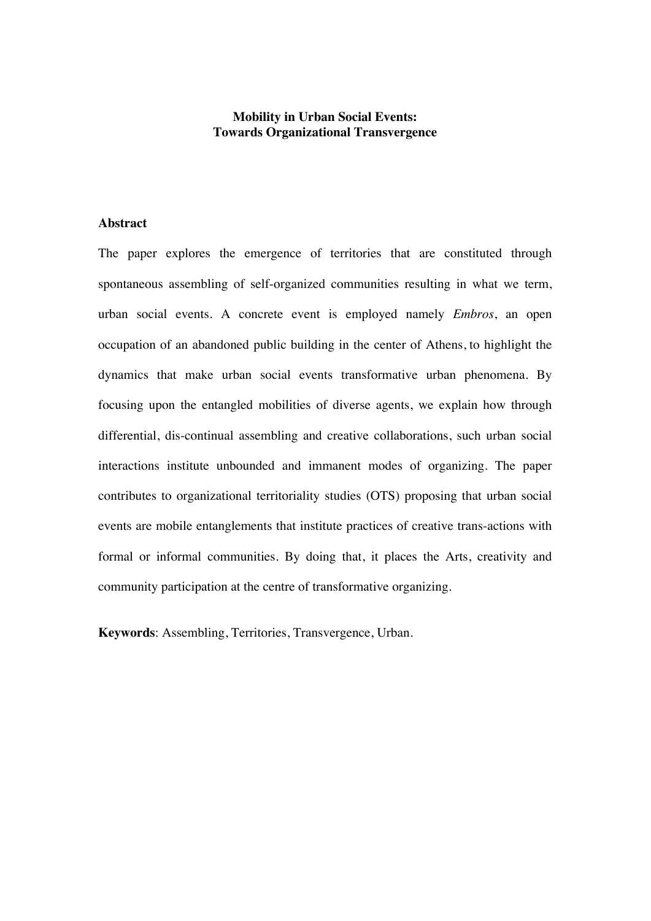# Mobility in Urban Social Events: Towards Organizational Transvergence

## Abstract

The paper explores the emergence of territories that are constituted through spontaneous assembling of self-organized communities resulting in what we term, urban social events. A concrete event is employed namely *Embros*, an open occupation of an abandoned public building in the center of Athens, to highlight the dynamics that make urban social events transformative urban phenomena. By focusing upon the entangled mobilities of diverse agents, we explain how through differential, dis-continual assembling and creative collaborations, such urban social interactions institute unbounded and immanent modes of organizing. The paper contributes to organizational territoriality studies (OTS) proposing that urban social events are mobile entanglements that institute practices of creative trans-actions with formal or informal communities. By doing that, it places the Arts, creativity and community participation at the centre of transformative organizing.

**Keywords**: Assembling, Territories, Transvergence, Urban.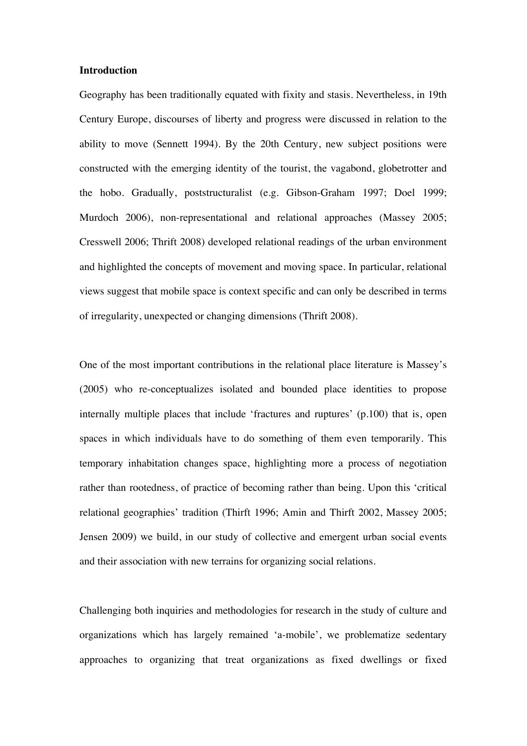**Introduction**

Geography has been traditionally equated with fixity and stasis. Nevertheless, in 19th Century Europe, discourses of liberty and progress were discussed in relation to the ability to move (Sennett 1994). By the 20th Century, new subject positions were constructed with the emerging identity of the tourist, the vagabond, globetrotter and the hobo. Gradually, poststructuralist (e.g. Gibson-Graham 1997; Doel 1999; Murdoch 2006), non-representational and relational approaches (Massey 2005; Cresswell 2006; Thrift 2008) developed relational readings of the urban environment and highlighted the concepts of movement and moving space. In particular, relational views suggest that mobile space is context specific and can only be described in terms of irregularity, unexpected or changing dimensions (Thrift 2008).

One of the most important contributions in the relational place literature is Massey's (2005) who re-conceptualizes isolated and bounded place identities to propose internally multiple places that include 'fractures and ruptures' (p.100) that is, open spaces in which individuals have to do something of them even temporarily. This temporary inhabitation changes space, highlighting more a process of negotiation rather than rootedness, of practice of becoming rather than being. Upon this 'critical relational geographies' tradition (Thirft 1996; Amin and Thirft 2002, Massey 2005; Jensen 2009) we build, in our study of collective and emergent urban social events and their association with new terrains for organizing social relations.

Challenging both inquiries and methodologies for research in the study of culture and organizations which has largely remained 'a-mobile', we problematize sedentary approaches to organizing that treat organizations as fixed dwellings or fixed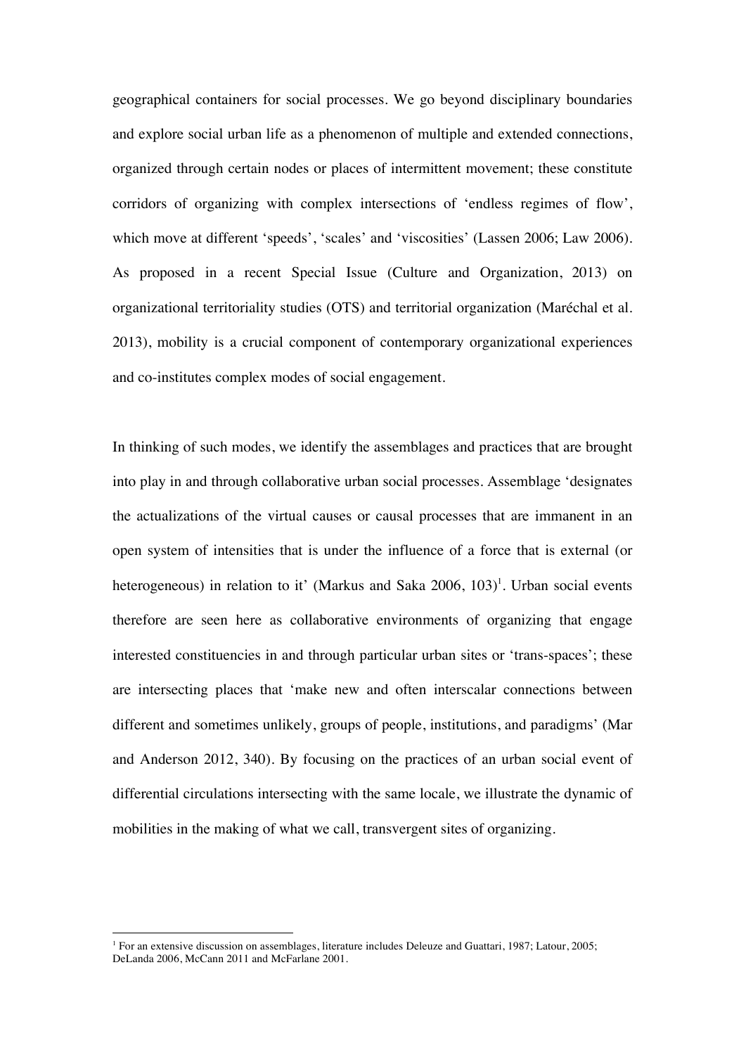geographical containers for social processes. We go beyond disciplinary boundaries and explore social urban life as a phenomenon of multiple and extended connections, organized through certain nodes or places of intermittent movement; these constitute corridors of organizing with complex intersections of 'endless regimes of flow', which move at different 'speeds', 'scales' and 'viscosities' (Lassen 2006; Law 2006). As proposed in a recent Special Issue (Culture and Organization, 2013) on organizational territoriality studies (OTS) and territorial organization (Maréchal et al. 2013), mobility is a crucial component of contemporary organizational experiences and co-institutes complex modes of social engagement.

In thinking of such modes, we identify the assemblages and practices that are brought into play in and through collaborative urban social processes. Assemblage 'designates the actualizations of the virtual causes or causal processes that are immanent in an open system of intensities that is under the influence of a force that is external (or heterogeneous) in relation to it' (Markus and Saka 2006, 103)[1]. Urban social events therefore are seen here as collaborative environments of organizing that engage interested constituencies in and through particular urban sites or 'trans-spaces'; these are intersecting places that 'make new and often interscalar connections between different and sometimes unlikely, groups of people, institutions, and paradigms' (Mar and Anderson 2012, 340). By focusing on the practices of an urban social event of differential circulations intersecting with the same locale, we illustrate the dynamic of mobilities in the making of what we call, transvergent sites of organizing.

[1] For an extensive discussion on assemblages, literature includes Deleuze and Guattari, 1987; Latour, 2005; DeLanda 2006, McCann 2011 and McFarlane 2001.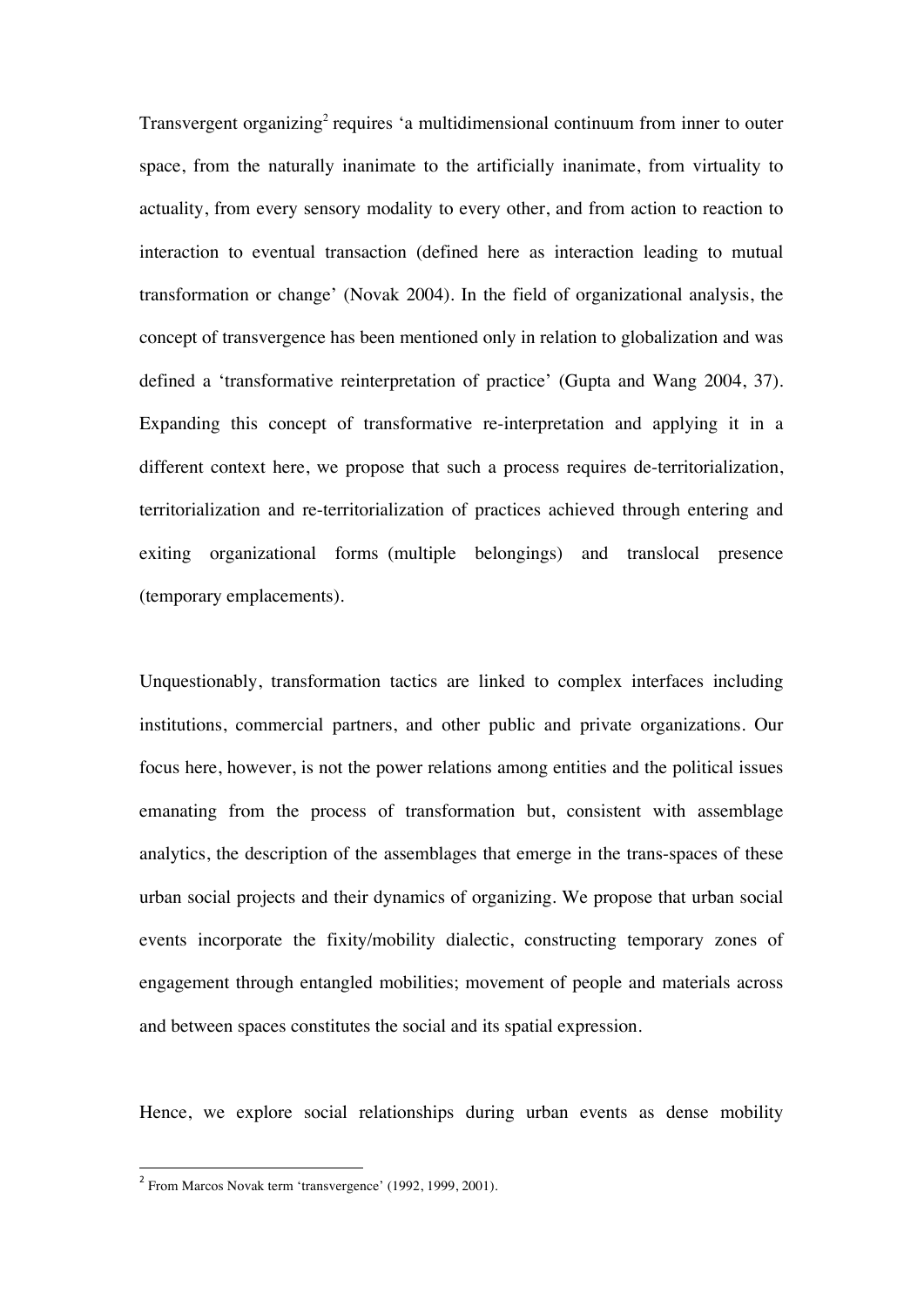Transvergent organizing[2] requires 'a multidimensional continuum from inner to outer space, from the naturally inanimate to the artificially inanimate, from virtuality to actuality, from every sensory modality to every other, and from action to reaction to interaction to eventual transaction (defined here as interaction leading to mutual transformation or change' (Novak 2004). In the field of organizational analysis, the concept of transvergence has been mentioned only in relation to globalization and was defined a 'transformative reinterpretation of practice' (Gupta and Wang 2004, 37). Expanding this concept of transformative re-interpretation and applying it in a different context here, we propose that such a process requires de-territorialization, territorialization and re-territorialization of practices achieved through entering and exiting organizational forms (multiple belongings) and translocal presence (temporary emplacements).

Unquestionably, transformation tactics are linked to complex interfaces including institutions, commercial partners, and other public and private organizations. Our focus here, however, is not the power relations among entities and the political issues emanating from the process of transformation but, consistent with assemblage analytics, the description of the assemblages that emerge in the trans-spaces of these urban social projects and their dynamics of organizing. We propose that urban social events incorporate the fixity/mobility dialectic, constructing temporary zones of engagement through entangled mobilities; movement of people and materials across and between spaces constitutes the social and its spatial expression.

Hence, we explore social relationships during urban events as dense mobility

[2] From Marcos Novak term 'transvergence' (1992, 1999, 2001).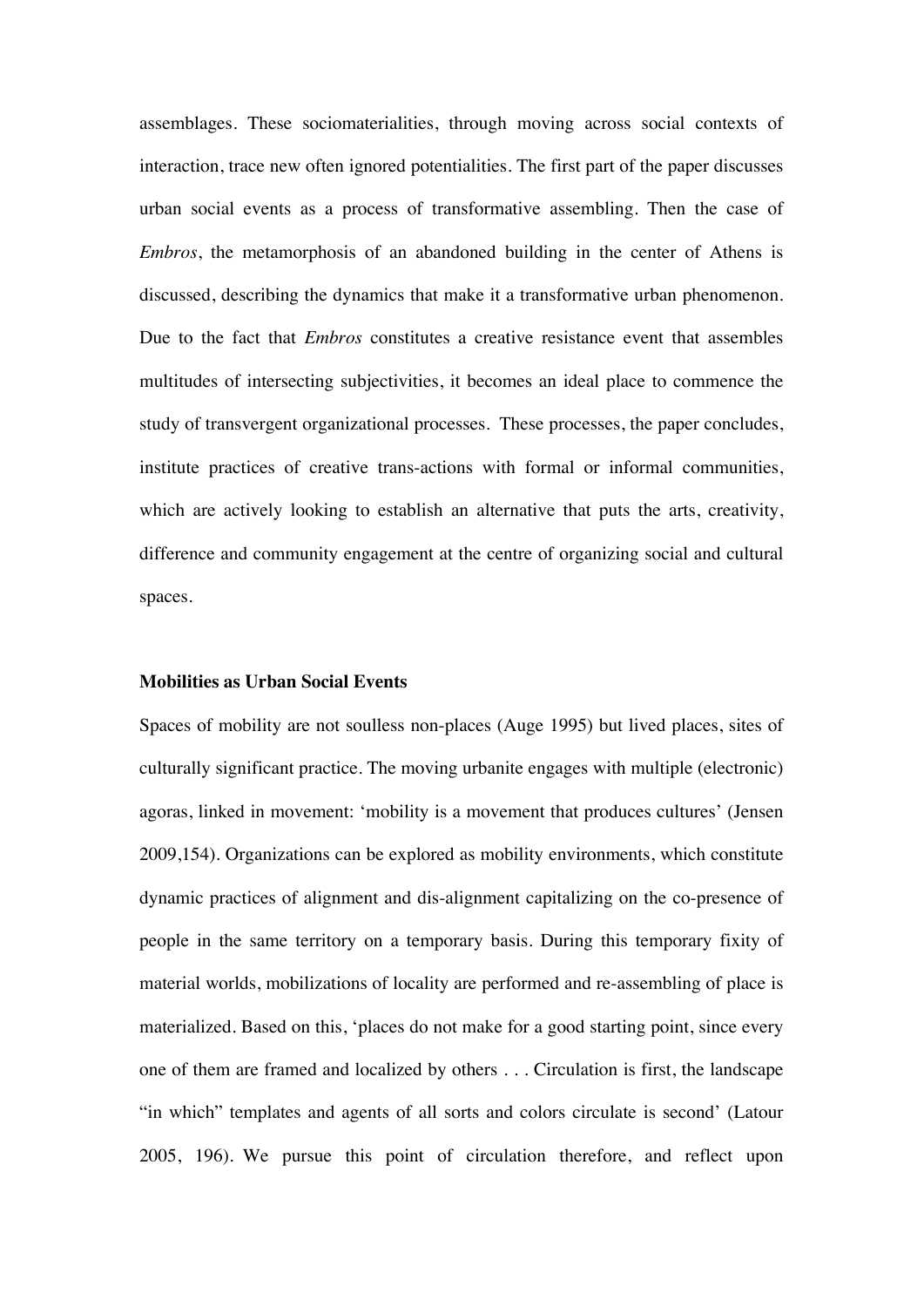assemblages. These sociomaterialities, through moving across social contexts of interaction, trace new often ignored potentialities. The first part of the paper discusses urban social events as a process of transformative assembling. Then the case of *Embros*, the metamorphosis of an abandoned building in the center of Athens is discussed, describing the dynamics that make it a transformative urban phenomenon. Due to the fact that *Embros* constitutes a creative resistance event that assembles multitudes of intersecting subjectivities, it becomes an ideal place to commence the study of transvergent organizational processes. These processes, the paper concludes, institute practices of creative trans-actions with formal or informal communities, which are actively looking to establish an alternative that puts the arts, creativity, difference and community engagement at the centre of organizing social and cultural spaces.

**Mobilities as Urban Social Events**

Spaces of mobility are not soulless non-places (Auge 1995) but lived places, sites of culturally significant practice. The moving urbanite engages with multiple (electronic) agoras, linked in movement: 'mobility is a movement that produces cultures' (Jensen 2009,154). Organizations can be explored as mobility environments, which constitute dynamic practices of alignment and dis-alignment capitalizing on the co-presence of people in the same territory on a temporary basis. During this temporary fixity of material worlds, mobilizations of locality are performed and re-assembling of place is materialized. Based on this, 'places do not make for a good starting point, since every one of them are framed and localized by others . . . Circulation is first, the landscape "in which" templates and agents of all sorts and colors circulate is second' (Latour 2005, 196). We pursue this point of circulation therefore, and reflect upon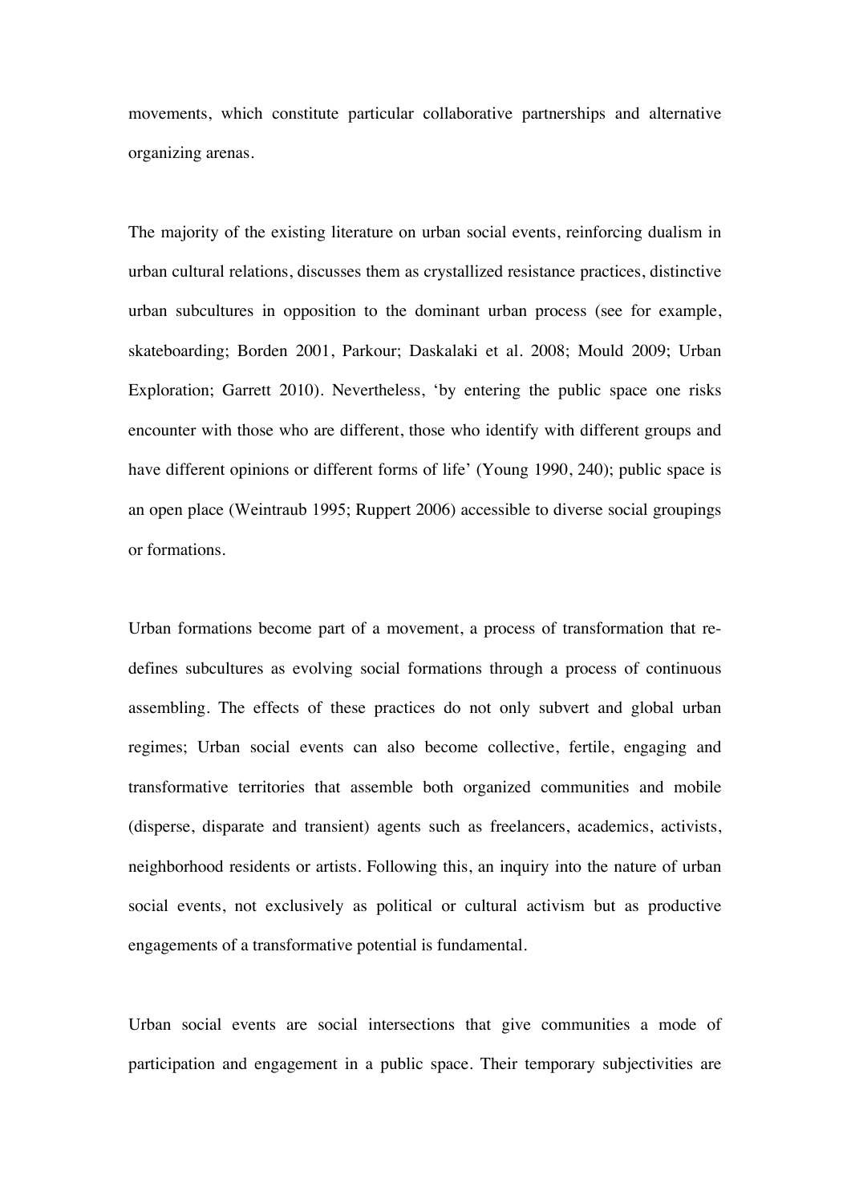movements, which constitute particular collaborative partnerships and alternative organizing arenas.

The majority of the existing literature on urban social events, reinforcing dualism in urban cultural relations, discusses them as crystallized resistance practices, distinctive urban subcultures in opposition to the dominant urban process (see for example, skateboarding; Borden 2001, Parkour; Daskalaki et al. 2008; Mould 2009; Urban Exploration; Garrett 2010). Nevertheless, 'by entering the public space one risks encounter with those who are different, those who identify with different groups and have different opinions or different forms of life' (Young 1990, 240); public space is an open place (Weintraub 1995; Ruppert 2006) accessible to diverse social groupings or formations.

Urban formations become part of a movement, a process of transformation that re-defines subcultures as evolving social formations through a process of continuous assembling. The effects of these practices do not only subvert and global urban regimes; Urban social events can also become collective, fertile, engaging and transformative territories that assemble both organized communities and mobile (disperse, disparate and transient) agents such as freelancers, academics, activists, neighborhood residents or artists. Following this, an inquiry into the nature of urban social events, not exclusively as political or cultural activism but as productive engagements of a transformative potential is fundamental.

Urban social events are social intersections that give communities a mode of participation and engagement in a public space. Their temporary subjectivities are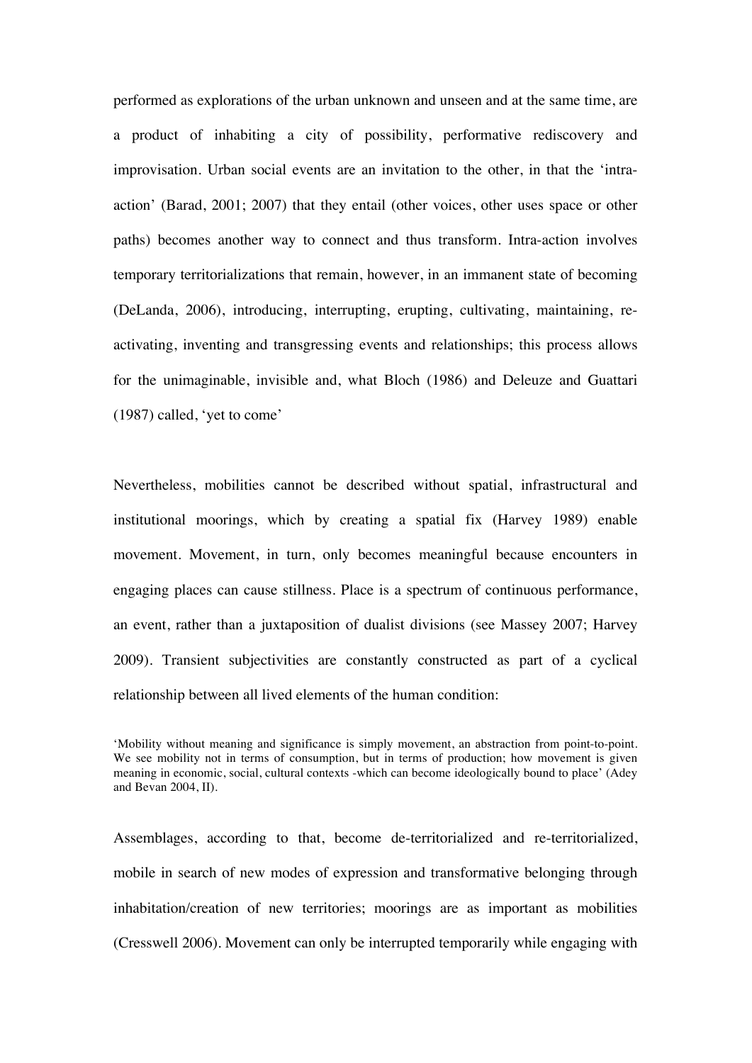performed as explorations of the urban unknown and unseen and at the same time, are a product of inhabiting a city of possibility, performative rediscovery and improvisation. Urban social events are an invitation to the other, in that the 'intra-action' (Barad, 2001; 2007) that they entail (other voices, other uses space or other paths) becomes another way to connect and thus transform. Intra-action involves temporary territorializations that remain, however, in an immanent state of becoming (DeLanda, 2006), introducing, interrupting, erupting, cultivating, maintaining, re-activating, inventing and transgressing events and relationships; this process allows for the unimaginable, invisible and, what Bloch (1986) and Deleuze and Guattari (1987) called, 'yet to come'

Nevertheless, mobilities cannot be described without spatial, infrastructural and institutional moorings, which by creating a spatial fix (Harvey 1989) enable movement. Movement, in turn, only becomes meaningful because encounters in engaging places can cause stillness. Place is a spectrum of continuous performance, an event, rather than a juxtaposition of dualist divisions (see Massey 2007; Harvey 2009). Transient subjectivities are constantly constructed as part of a cyclical relationship between all lived elements of the human condition:

> 'Mobility without meaning and significance is simply movement, an abstraction from point-to-point. We see mobility not in terms of consumption, but in terms of production; how movement is given meaning in economic, social, cultural contexts -which can become ideologically bound to place' (Adey and Bevan 2004, II).

Assemblages, according to that, become de-territorialized and re-territorialized, mobile in search of new modes of expression and transformative belonging through inhabitation/creation of new territories; moorings are as important as mobilities (Cresswell 2006). Movement can only be interrupted temporarily while engaging with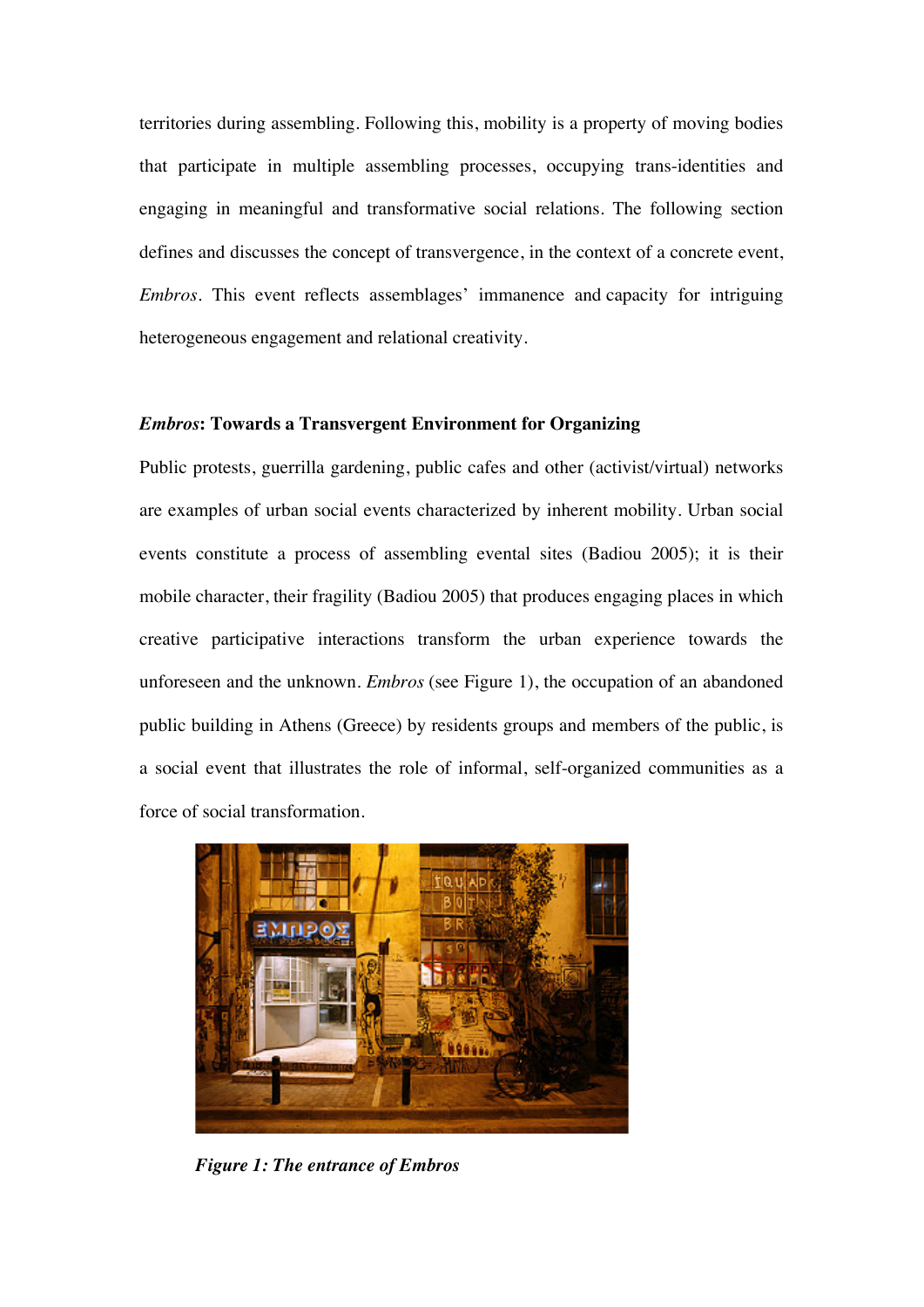territories during assembling. Following this, mobility is a property of moving bodies that participate in multiple assembling processes, occupying trans-identities and engaging in meaningful and transformative social relations. The following section defines and discusses the concept of transvergence, in the context of a concrete event, *Embros*. This event reflects assemblages' immanence and capacity for intriguing heterogeneous engagement and relational creativity.

### ***Embros*: Towards a Transvergent Environment for Organizing**

Public protests, guerrilla gardening, public cafes and other (activist/virtual) networks are examples of urban social events characterized by inherent mobility. Urban social events constitute a process of assembling evental sites (Badiou 2005); it is their mobile character, their fragility (Badiou 2005) that produces engaging places in which creative participative interactions transform the urban experience towards the unforeseen and the unknown. *Embros* (see Figure 1), the occupation of an abandoned public building in Athens (Greece) by residents groups and members of the public, is a social event that illustrates the role of informal, self-organized communities as a force of social transformation.

***Figure 1: The entrance of Embros***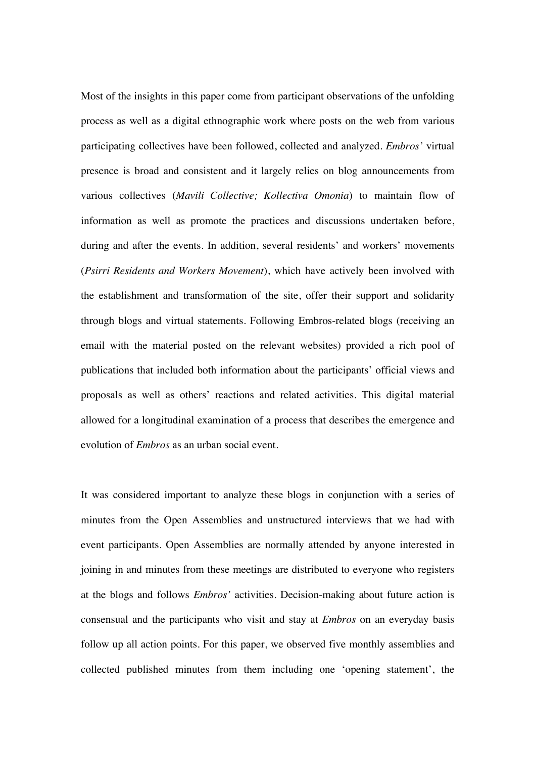Most of the insights in this paper come from participant observations of the unfolding process as well as a digital ethnographic work where posts on the web from various participating collectives have been followed, collected and analyzed. *Embros'* virtual presence is broad and consistent and it largely relies on blog announcements from various collectives (*Mavili Collective; Kollectiva Omonia*) to maintain flow of information as well as promote the practices and discussions undertaken before, during and after the events. In addition, several residents' and workers' movements (*Psirri Residents and Workers Movement*), which have actively been involved with the establishment and transformation of the site, offer their support and solidarity through blogs and virtual statements. Following Embros-related blogs (receiving an email with the material posted on the relevant websites) provided a rich pool of publications that included both information about the participants' official views and proposals as well as others' reactions and related activities. This digital material allowed for a longitudinal examination of a process that describes the emergence and evolution of *Embros* as an urban social event.

It was considered important to analyze these blogs in conjunction with a series of minutes from the Open Assemblies and unstructured interviews that we had with event participants. Open Assemblies are normally attended by anyone interested in joining in and minutes from these meetings are distributed to everyone who registers at the blogs and follows *Embros'* activities. Decision-making about future action is consensual and the participants who visit and stay at *Embros* on an everyday basis follow up all action points. For this paper, we observed five monthly assemblies and collected published minutes from them including one 'opening statement', the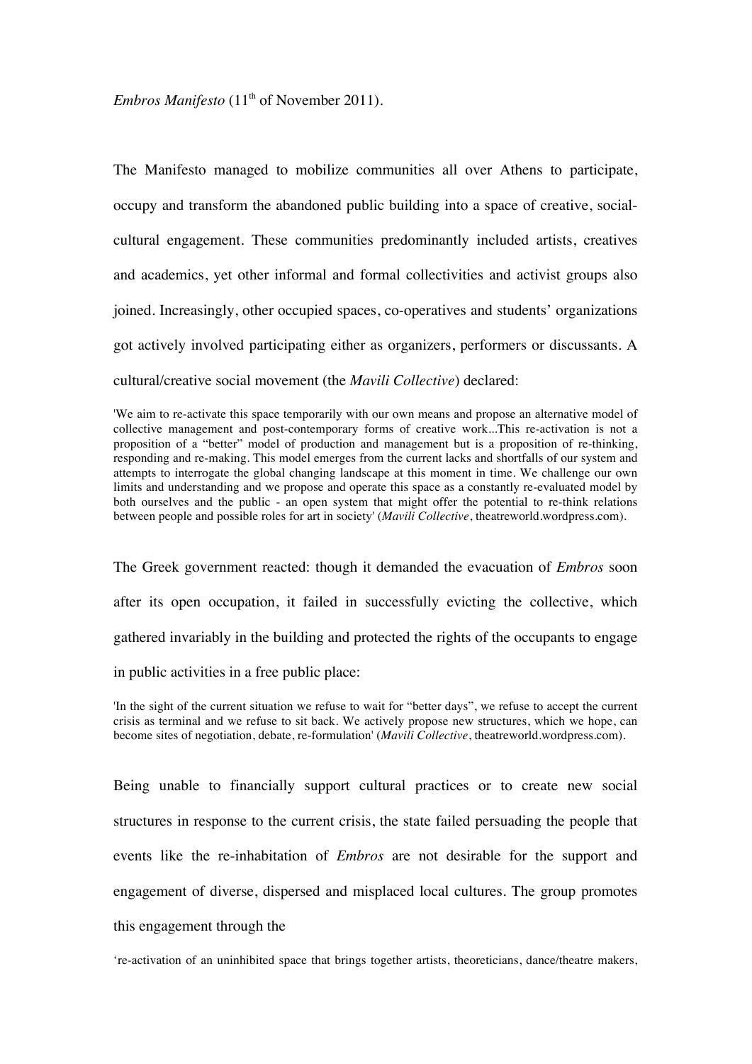*Embros Manifesto* (11th of November 2011).

The Manifesto managed to mobilize communities all over Athens to participate, occupy and transform the abandoned public building into a space of creative, social-cultural engagement. These communities predominantly included artists, creatives and academics, yet other informal and formal collectivities and activist groups also joined. Increasingly, other occupied spaces, co-operatives and students' organizations got actively involved participating either as organizers, performers or discussants. A cultural/creative social movement (the *Mavili Collective*) declared:

'We aim to re-activate this space temporarily with our own means and propose an alternative model of collective management and post-contemporary forms of creative work...This re-activation is not a proposition of a "better" model of production and management but is a proposition of re-thinking, responding and re-making. This model emerges from the current lacks and shortfalls of our system and attempts to interrogate the global changing landscape at this moment in time. We challenge our own limits and understanding and we propose and operate this space as a constantly re-evaluated model by both ourselves and the public - an open system that might offer the potential to re-think relations between people and possible roles for art in society' (*Mavili Collective*, theatreworld.wordpress.com).

The Greek government reacted: though it demanded the evacuation of *Embros* soon after its open occupation, it failed in successfully evicting the collective, which gathered invariably in the building and protected the rights of the occupants to engage in public activities in a free public place:

'In the sight of the current situation we refuse to wait for "better days", we refuse to accept the current crisis as terminal and we refuse to sit back. We actively propose new structures, which we hope, can become sites of negotiation, debate, re-formulation' (*Mavili Collective*, theatreworld.wordpress.com).

Being unable to financially support cultural practices or to create new social structures in response to the current crisis, the state failed persuading the people that events like the re-inhabitation of *Embros* are not desirable for the support and engagement of diverse, dispersed and misplaced local cultures. The group promotes this engagement through the

're-activation of an uninhibited space that brings together artists, theoreticians, dance/theatre makers,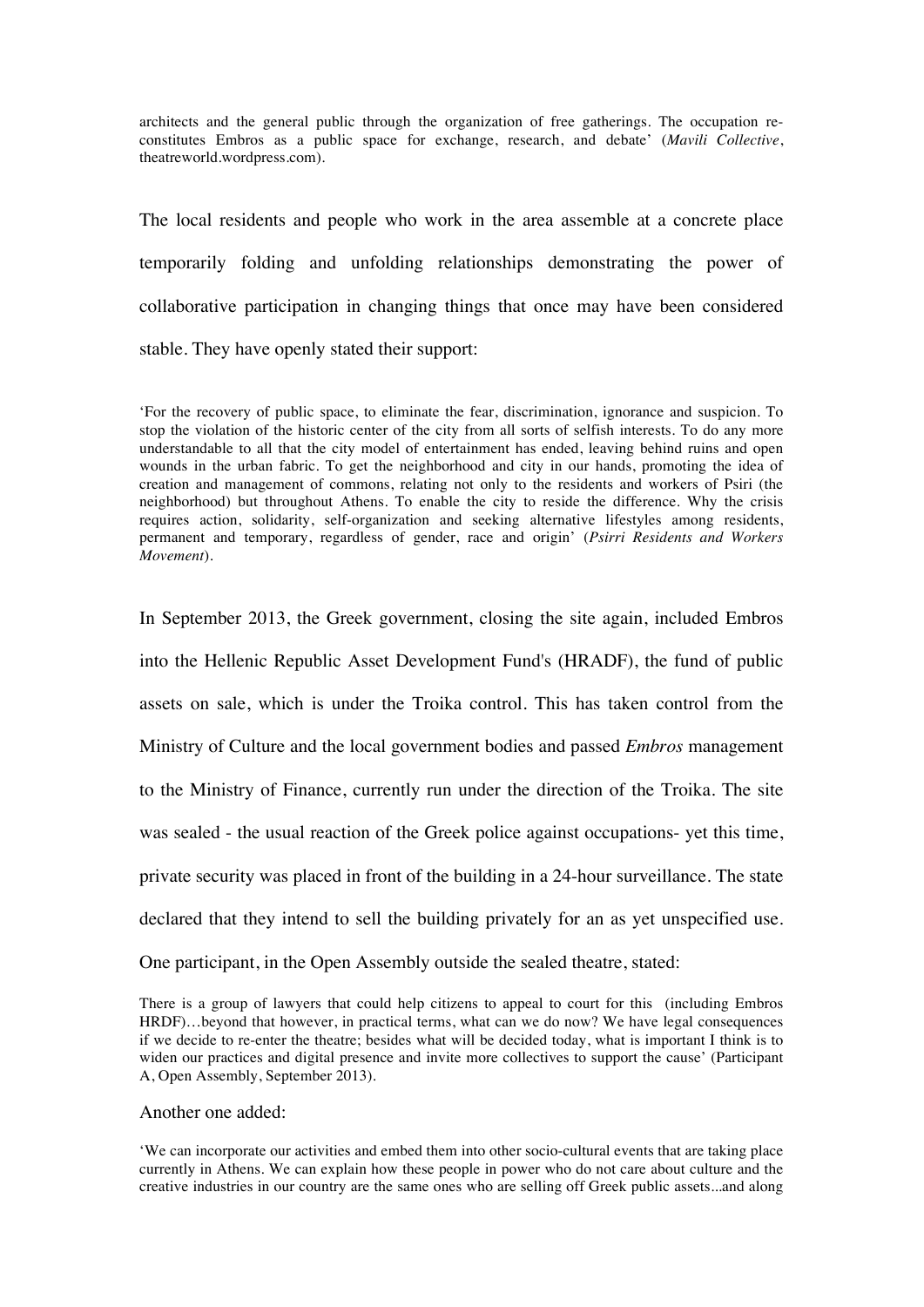architects and the general public through the organization of free gatherings. The occupation re-constitutes Embros as a public space for exchange, research, and debate' (*Mavili Collective*, theatreworld.wordpress.com).

The local residents and people who work in the area assemble at a concrete place temporarily folding and unfolding relationships demonstrating the power of collaborative participation in changing things that once may have been considered stable. They have openly stated their support:

> 'For the recovery of public space, to eliminate the fear, discrimination, ignorance and suspicion. To stop the violation of the historic center of the city from all sorts of selfish interests. To do any more understandable to all that the city model of entertainment has ended, leaving behind ruins and open wounds in the urban fabric. To get the neighborhood and city in our hands, promoting the idea of creation and management of commons, relating not only to the residents and workers of Psiri (the neighborhood) but throughout Athens. To enable the city to reside the difference. Why the crisis requires action, solidarity, self-organization and seeking alternative lifestyles among residents, permanent and temporary, regardless of gender, race and origin' (*Psirri Residents and Workers Movement*).

In September 2013, the Greek government, closing the site again, included Embros into the Hellenic Republic Asset Development Fund's (HRADF), the fund of public assets on sale, which is under the Troika control. This has taken control from the Ministry of Culture and the local government bodies and passed *Embros* management to the Ministry of Finance, currently run under the direction of the Troika. The site was sealed - the usual reaction of the Greek police against occupations- yet this time, private security was placed in front of the building in a 24-hour surveillance. The state declared that they intend to sell the building privately for an as yet unspecified use. One participant, in the Open Assembly outside the sealed theatre, stated:

> There is a group of lawyers that could help citizens to appeal to court for this (including Embros HRDF)…beyond that however, in practical terms, what can we do now? We have legal consequences if we decide to re-enter the theatre; besides what will be decided today, what is important I think is to widen our practices and digital presence and invite more collectives to support the cause' (Participant A, Open Assembly, September 2013).

Another one added:

> 'We can incorporate our activities and embed them into other socio-cultural events that are taking place currently in Athens. We can explain how these people in power who do not care about culture and the creative industries in our country are the same ones who are selling off Greek public assets...and along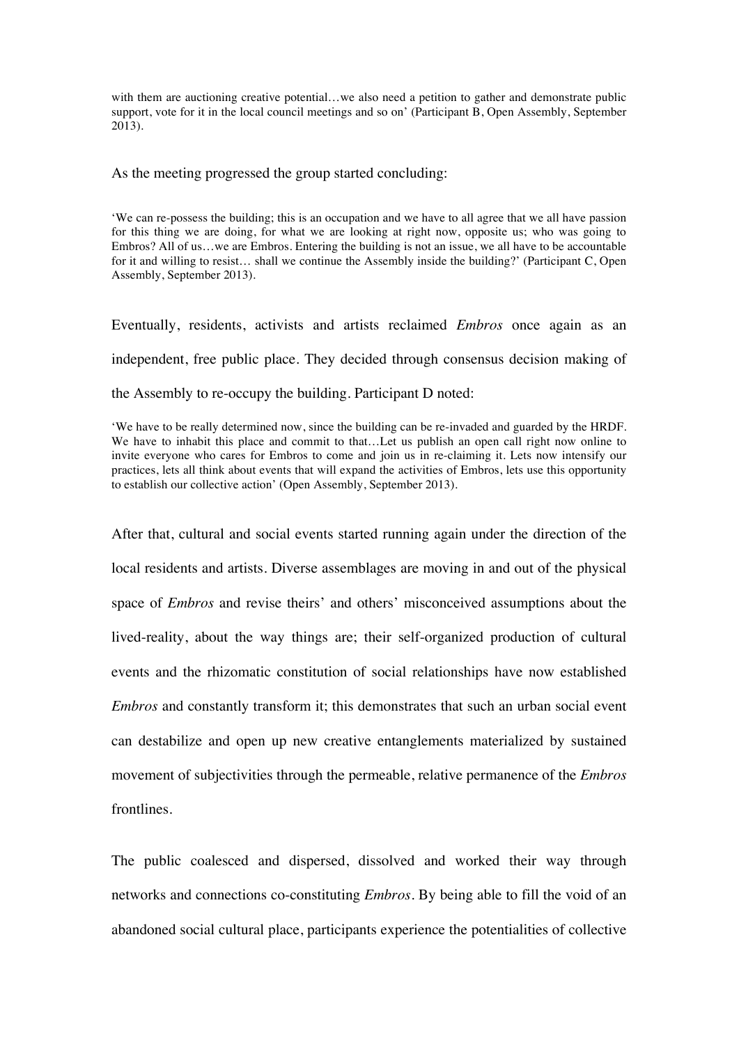with them are auctioning creative potential…we also need a petition to gather and demonstrate public support, vote for it in the local council meetings and so on' (Participant B, Open Assembly, September 2013).

As the meeting progressed the group started concluding:

'We can re-possess the building; this is an occupation and we have to all agree that we all have passion for this thing we are doing, for what we are looking at right now, opposite us; who was going to Embros? All of us…we are Embros. Entering the building is not an issue, we all have to be accountable for it and willing to resist… shall we continue the Assembly inside the building?' (Participant C, Open Assembly, September 2013).

Eventually, residents, activists and artists reclaimed *Embros* once again as an independent, free public place. They decided through consensus decision making of the Assembly to re-occupy the building. Participant D noted:

'We have to be really determined now, since the building can be re-invaded and guarded by the HRDF. We have to inhabit this place and commit to that…Let us publish an open call right now online to invite everyone who cares for Embros to come and join us in re-claiming it. Lets now intensify our practices, lets all think about events that will expand the activities of Embros, lets use this opportunity to establish our collective action' (Open Assembly, September 2013).

After that, cultural and social events started running again under the direction of the local residents and artists. Diverse assemblages are moving in and out of the physical space of *Embros* and revise theirs' and others' misconceived assumptions about the lived-reality, about the way things are; their self-organized production of cultural events and the rhizomatic constitution of social relationships have now established *Embros* and constantly transform it; this demonstrates that such an urban social event can destabilize and open up new creative entanglements materialized by sustained movement of subjectivities through the permeable, relative permanence of the *Embros* frontlines.

The public coalesced and dispersed, dissolved and worked their way through networks and connections co-constituting *Embros*. By being able to fill the void of an abandoned social cultural place, participants experience the potentialities of collective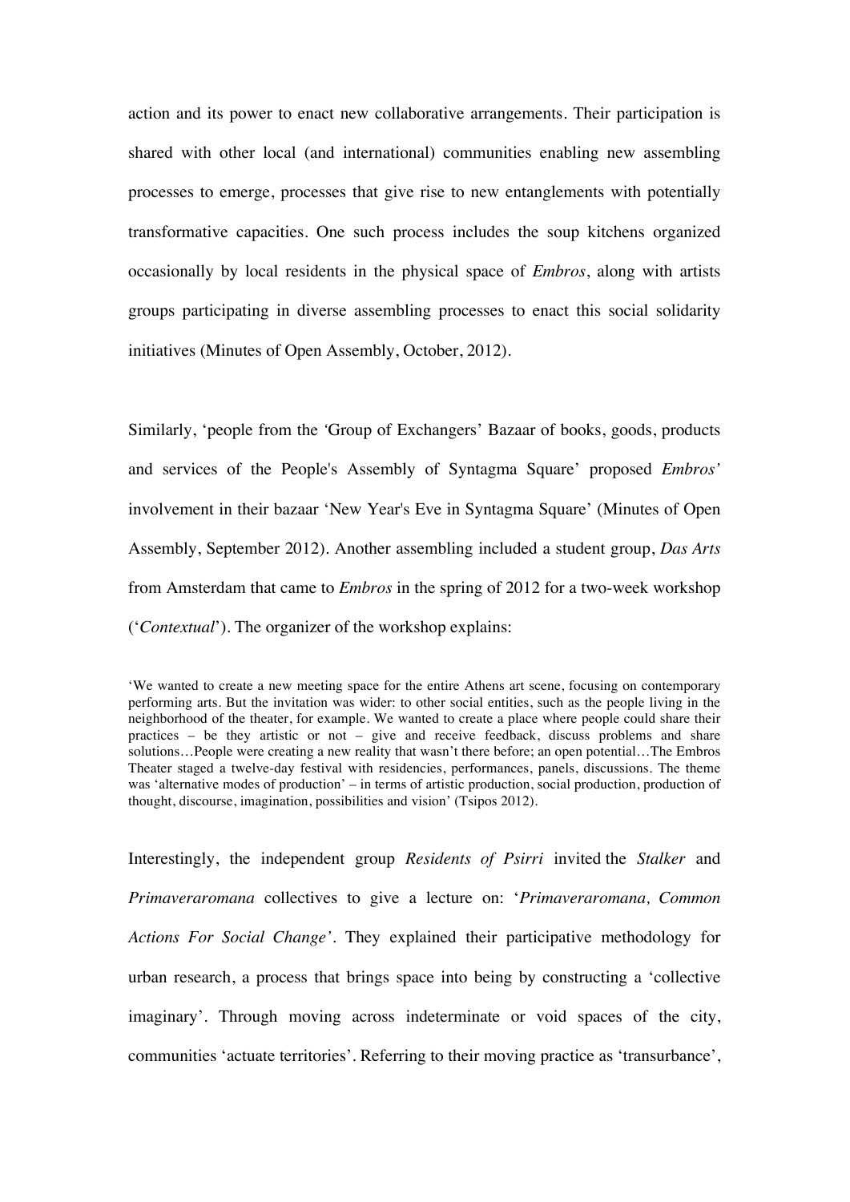action and its power to enact new collaborative arrangements. Their participation is shared with other local (and international) communities enabling new assembling processes to emerge, processes that give rise to new entanglements with potentially transformative capacities. One such process includes the soup kitchens organized occasionally by local residents in the physical space of *Embros*, along with artists groups participating in diverse assembling processes to enact this social solidarity initiatives (Minutes of Open Assembly, October, 2012).

Similarly, 'people from the 'Group of Exchangers' Bazaar of books, goods, products and services of the People's Assembly of Syntagma Square' proposed *Embros'* involvement in their bazaar 'New Year's Eve in Syntagma Square' (Minutes of Open Assembly, September 2012). Another assembling included a student group, *Das Arts* from Amsterdam that came to *Embros* in the spring of 2012 for a two-week workshop ('*Contextual*'). The organizer of the workshop explains:

> 'We wanted to create a new meeting space for the entire Athens art scene, focusing on contemporary performing arts. But the invitation was wider: to other social entities, such as the people living in the neighborhood of the theater, for example. We wanted to create a place where people could share their practices – be they artistic or not – give and receive feedback, discuss problems and share solutions…People were creating a new reality that wasn't there before; an open potential…The Embros Theater staged a twelve-day festival with residencies, performances, panels, discussions. The theme was 'alternative modes of production' – in terms of artistic production, social production, production of thought, discourse, imagination, possibilities and vision' (Tsipos 2012).

Interestingly, the independent group *Residents of Psirri* invited the *Stalker* and *Primaveraromana* collectives to give a lecture on: '*Primaveraromana, Common Actions For Social Change'*. They explained their participative methodology for urban research, a process that brings space into being by constructing a 'collective imaginary'. Through moving across indeterminate or void spaces of the city, communities 'actuate territories'. Referring to their moving practice as 'transurbance',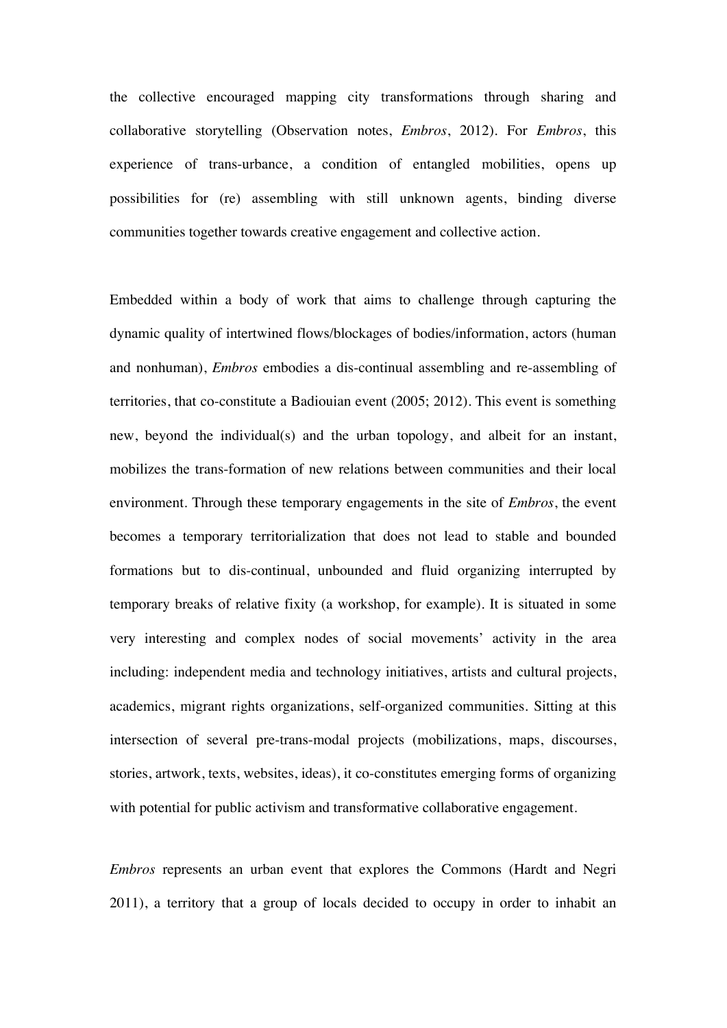the collective encouraged mapping city transformations through sharing and collaborative storytelling (Observation notes, *Embros*, 2012). For *Embros*, this experience of trans-urbance, a condition of entangled mobilities, opens up possibilities for (re) assembling with still unknown agents, binding diverse communities together towards creative engagement and collective action.

Embedded within a body of work that aims to challenge through capturing the dynamic quality of intertwined flows/blockages of bodies/information, actors (human and nonhuman), *Embros* embodies a dis-continual assembling and re-assembling of territories, that co-constitute a Badiouian event (2005; 2012). This event is something new, beyond the individual(s) and the urban topology, and albeit for an instant, mobilizes the trans-formation of new relations between communities and their local environment. Through these temporary engagements in the site of *Embros*, the event becomes a temporary territorialization that does not lead to stable and bounded formations but to dis-continual, unbounded and fluid organizing interrupted by temporary breaks of relative fixity (a workshop, for example). It is situated in some very interesting and complex nodes of social movements' activity in the area including: independent media and technology initiatives, artists and cultural projects, academics, migrant rights organizations, self-organized communities. Sitting at this intersection of several pre-trans-modal projects (mobilizations, maps, discourses, stories, artwork, texts, websites, ideas), it co-constitutes emerging forms of organizing with potential for public activism and transformative collaborative engagement.

*Embros* represents an urban event that explores the Commons (Hardt and Negri 2011), a territory that a group of locals decided to occupy in order to inhabit an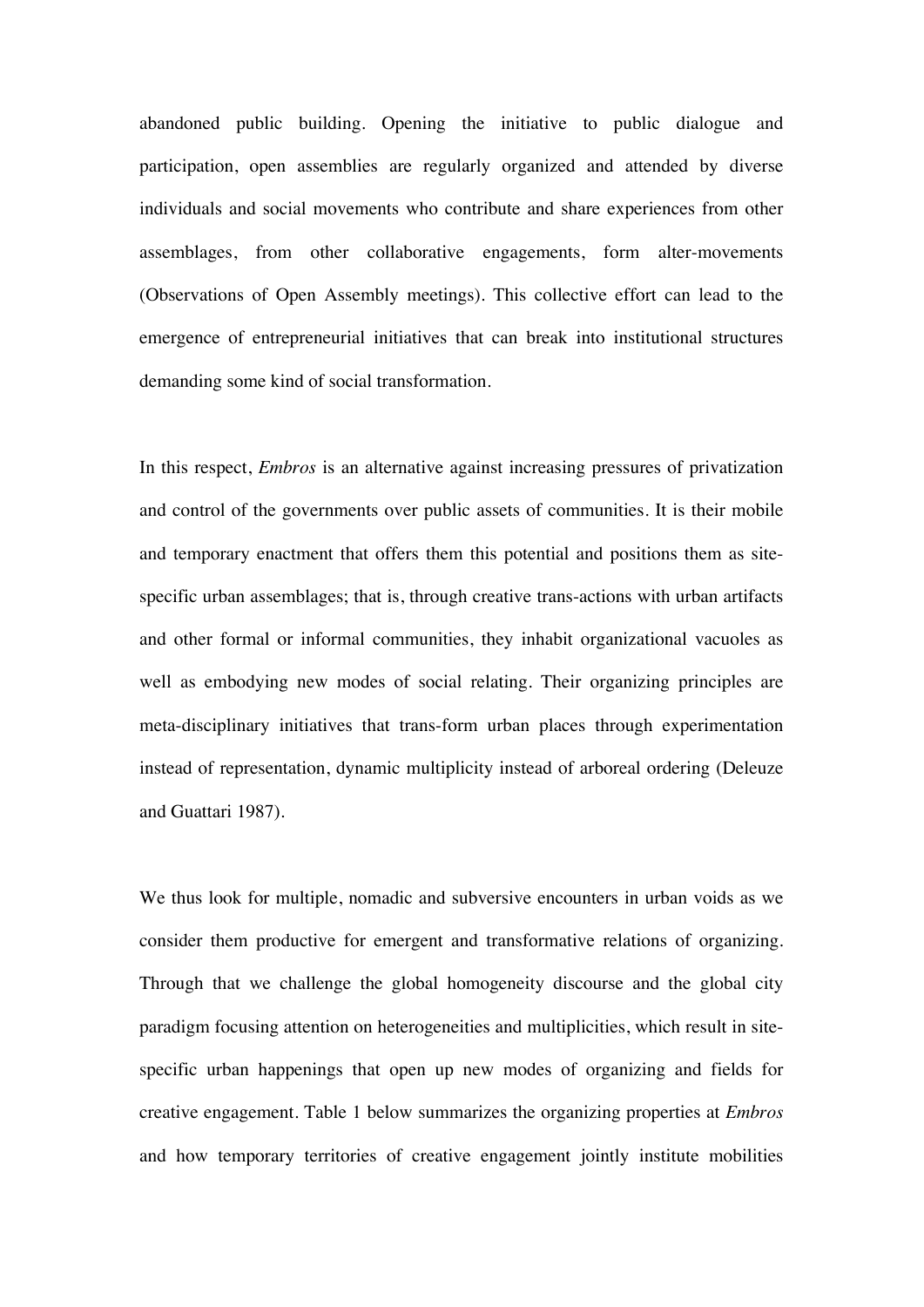abandoned public building. Opening the initiative to public dialogue and participation, open assemblies are regularly organized and attended by diverse individuals and social movements who contribute and share experiences from other assemblages, from other collaborative engagements, form alter-movements (Observations of Open Assembly meetings). This collective effort can lead to the emergence of entrepreneurial initiatives that can break into institutional structures demanding some kind of social transformation.

In this respect, *Embros* is an alternative against increasing pressures of privatization and control of the governments over public assets of communities. It is their mobile and temporary enactment that offers them this potential and positions them as site-specific urban assemblages; that is, through creative trans-actions with urban artifacts and other formal or informal communities, they inhabit organizational vacuoles as well as embodying new modes of social relating. Their organizing principles are meta-disciplinary initiatives that trans-form urban places through experimentation instead of representation, dynamic multiplicity instead of arboreal ordering (Deleuze and Guattari 1987).

We thus look for multiple, nomadic and subversive encounters in urban voids as we consider them productive for emergent and transformative relations of organizing. Through that we challenge the global homogeneity discourse and the global city paradigm focusing attention on heterogeneities and multiplicities, which result in site-specific urban happenings that open up new modes of organizing and fields for creative engagement. Table 1 below summarizes the organizing properties at *Embros* and how temporary territories of creative engagement jointly institute mobilities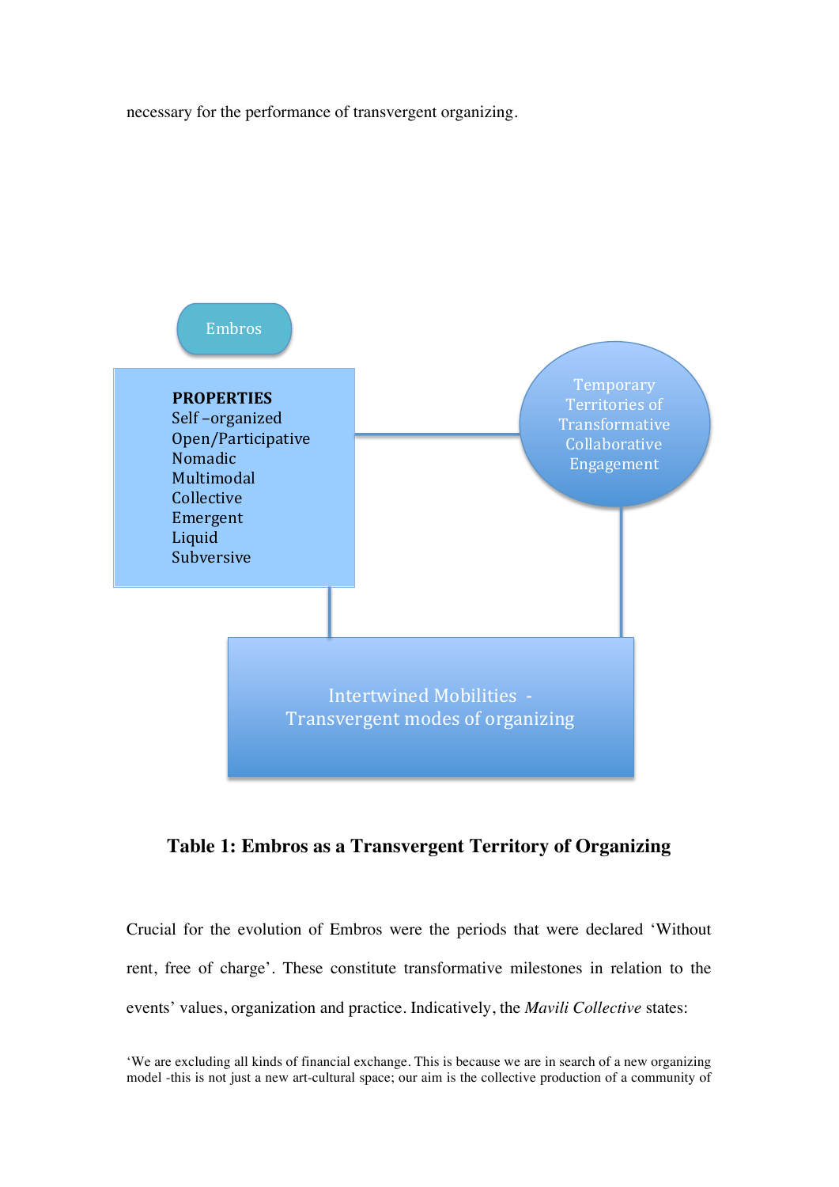necessary for the performance of transvergent organizing.

Embros

**PROPERTIES**
Self –organized
Open/Participative
Nomadic
Multimodal
Collective
Emergent
Liquid
Subversive

Temporary Territories of Transformative Collaborative Engagement

Intertwined Mobilities - Transvergent modes of organizing

**Table 1: Embros as a Transvergent Territory of Organizing**

Crucial for the evolution of Embros were the periods that were declared 'Without rent, free of charge'. These constitute transformative milestones in relation to the events' values, organization and practice. Indicatively, the *Mavili Collective* states:

'We are excluding all kinds of financial exchange. This is because we are in search of a new organizing model -this is not just a new art-cultural space; our aim is the collective production of a community of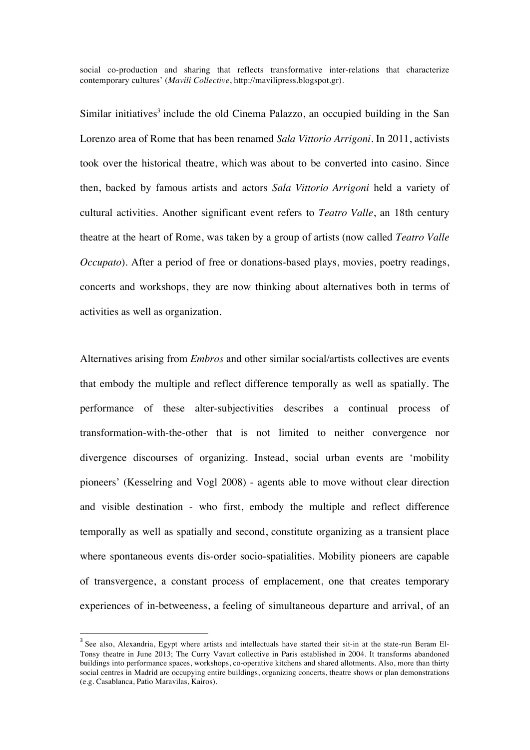social co-production and sharing that reflects transformative inter-relations that characterize contemporary cultures' (*Mavili Collective*, http://mavilipress.blogspot.gr).

Similar initiatives[3] include the old Cinema Palazzo, an occupied building in the San Lorenzo area of Rome that has been renamed *Sala Vittorio Arrigoni*. In 2011, activists took over the historical theatre, which was about to be converted into casino. Since then, backed by famous artists and actors *Sala Vittorio Arrigoni* held a variety of cultural activities. Another significant event refers to *Teatro Valle*, an 18th century theatre at the heart of Rome, was taken by a group of artists (now called *Teatro Valle Occupato*). After a period of free or donations-based plays, movies, poetry readings, concerts and workshops, they are now thinking about alternatives both in terms of activities as well as organization.

Alternatives arising from *Embros* and other similar social/artists collectives are events that embody the multiple and reflect difference temporally as well as spatially. The performance of these alter-subjectivities describes a continual process of transformation-with-the-other that is not limited to neither convergence nor divergence discourses of organizing. Instead, social urban events are 'mobility pioneers' (Kesselring and Vogl 2008) - agents able to move without clear direction and visible destination - who first, embody the multiple and reflect difference temporally as well as spatially and second, constitute organizing as a transient place where spontaneous events dis-order socio-spatialities. Mobility pioneers are capable of transvergence, a constant process of emplacement, one that creates temporary experiences of in-betweeness, a feeling of simultaneous departure and arrival, of an

[3] See also, Alexandria, Egypt where artists and intellectuals have started their sit-in at the state-run Beram El-Tonsy theatre in June 2013; The Curry Vavart collective in Paris established in 2004. It transforms abandoned buildings into performance spaces, workshops, co-operative kitchens and shared allotments. Also, more than thirty social centres in Madrid are occupying entire buildings, organizing concerts, theatre shows or plan demonstrations (e.g. Casablanca, Patio Maravilas, Kairos).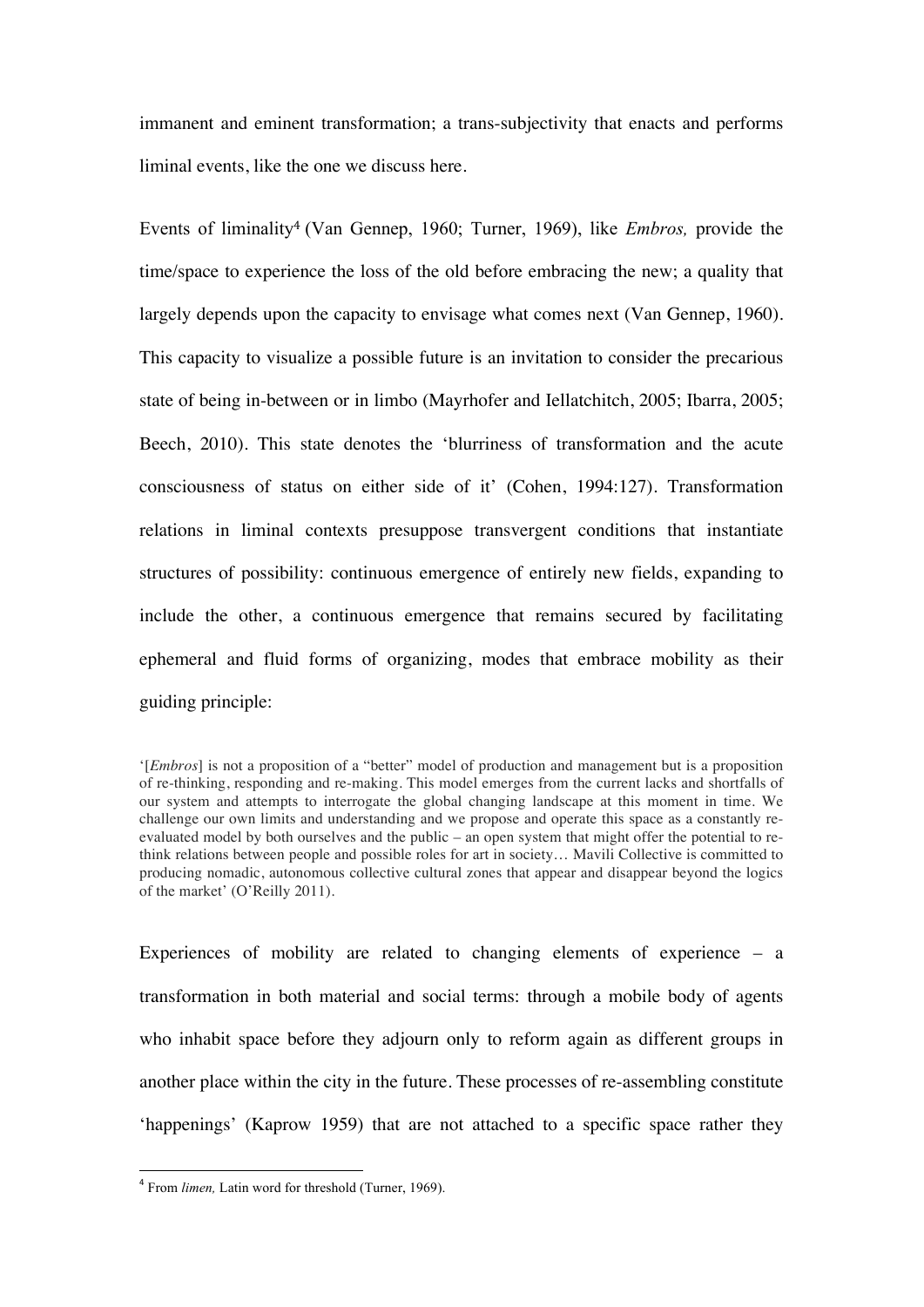immanent and eminent transformation; a trans-subjectivity that enacts and performs liminal events, like the one we discuss here.

Events of liminality[4] (Van Gennep, 1960; Turner, 1969), like *Embros,* provide the time/space to experience the loss of the old before embracing the new; a quality that largely depends upon the capacity to envisage what comes next (Van Gennep, 1960). This capacity to visualize a possible future is an invitation to consider the precarious state of being in-between or in limbo (Mayrhofer and Iellatchitch, 2005; Ibarra, 2005; Beech, 2010). This state denotes the 'blurriness of transformation and the acute consciousness of status on either side of it' (Cohen, 1994:127). Transformation relations in liminal contexts presuppose transvergent conditions that instantiate structures of possibility: continuous emergence of entirely new fields, expanding to include the other, a continuous emergence that remains secured by facilitating ephemeral and fluid forms of organizing, modes that embrace mobility as their guiding principle:

> '[*Embros*] is not a proposition of a "better" model of production and management but is a proposition of re-thinking, responding and re-making. This model emerges from the current lacks and shortfalls of our system and attempts to interrogate the global changing landscape at this moment in time. We challenge our own limits and understanding and we propose and operate this space as a constantly re-evaluated model by both ourselves and the public – an open system that might offer the potential to re-think relations between people and possible roles for art in society… Mavili Collective is committed to producing nomadic, autonomous collective cultural zones that appear and disappear beyond the logics of the market' (O'Reilly 2011).

Experiences of mobility are related to changing elements of experience – a transformation in both material and social terms: through a mobile body of agents who inhabit space before they adjourn only to reform again as different groups in another place within the city in the future. These processes of re-assembling constitute 'happenings' (Kaprow 1959) that are not attached to a specific space rather they

---

[4] From *limen,* Latin word for threshold (Turner, 1969).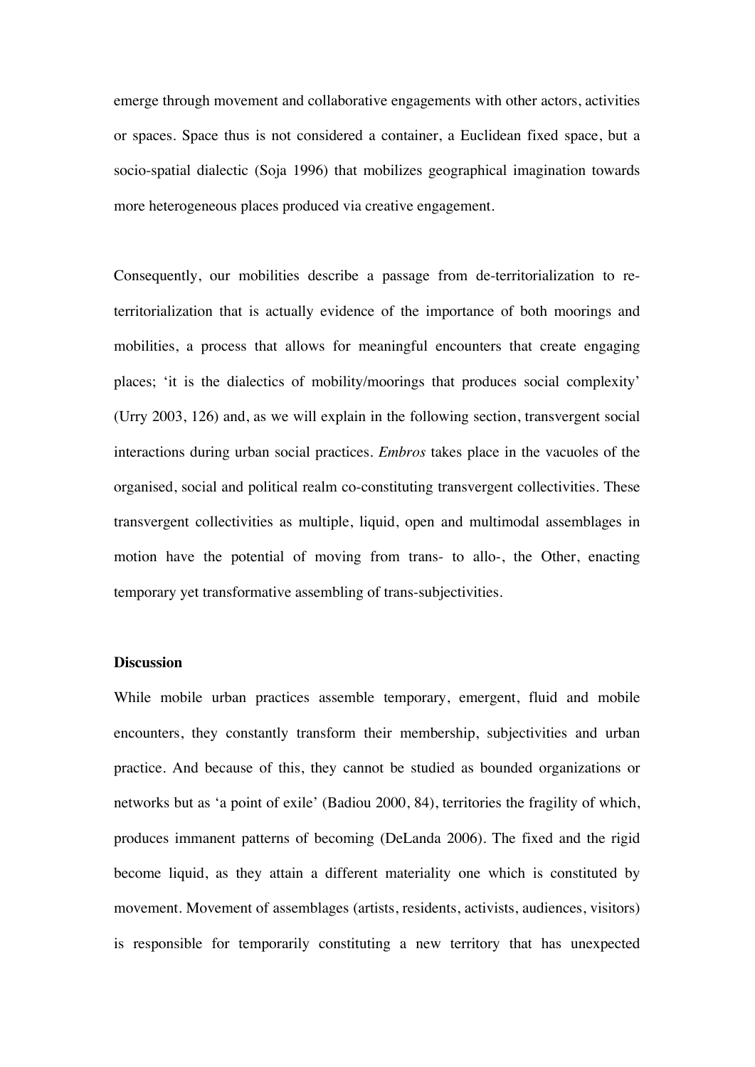emerge through movement and collaborative engagements with other actors, activities or spaces. Space thus is not considered a container, a Euclidean fixed space, but a socio-spatial dialectic (Soja 1996) that mobilizes geographical imagination towards more heterogeneous places produced via creative engagement.

Consequently, our mobilities describe a passage from de-territorialization to re-territorialization that is actually evidence of the importance of both moorings and mobilities, a process that allows for meaningful encounters that create engaging places; 'it is the dialectics of mobility/moorings that produces social complexity' (Urry 2003, 126) and, as we will explain in the following section, transvergent social interactions during urban social practices. *Embros* takes place in the vacuoles of the organised, social and political realm co-constituting transvergent collectivities. These transvergent collectivities as multiple, liquid, open and multimodal assemblages in motion have the potential of moving from trans- to allo-, the Other, enacting temporary yet transformative assembling of trans-subjectivities.

**Discussion**

While mobile urban practices assemble temporary, emergent, fluid and mobile encounters, they constantly transform their membership, subjectivities and urban practice. And because of this, they cannot be studied as bounded organizations or networks but as 'a point of exile' (Badiou 2000, 84), territories the fragility of which, produces immanent patterns of becoming (DeLanda 2006). The fixed and the rigid become liquid, as they attain a different materiality one which is constituted by movement. Movement of assemblages (artists, residents, activists, audiences, visitors) is responsible for temporarily constituting a new territory that has unexpected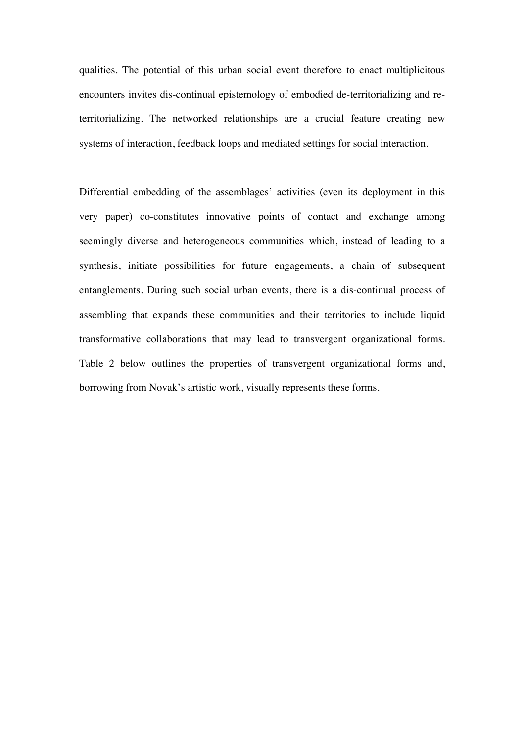qualities. The potential of this urban social event therefore to enact multiplicitous encounters invites dis-continual epistemology of embodied de-territorializing and re-territorializing. The networked relationships are a crucial feature creating new systems of interaction, feedback loops and mediated settings for social interaction.

Differential embedding of the assemblages' activities (even its deployment in this very paper) co-constitutes innovative points of contact and exchange among seemingly diverse and heterogeneous communities which, instead of leading to a synthesis, initiate possibilities for future engagements, a chain of subsequent entanglements. During such social urban events, there is a dis-continual process of assembling that expands these communities and their territories to include liquid transformative collaborations that may lead to transvergent organizational forms. Table 2 below outlines the properties of transvergent organizational forms and, borrowing from Novak's artistic work, visually represents these forms.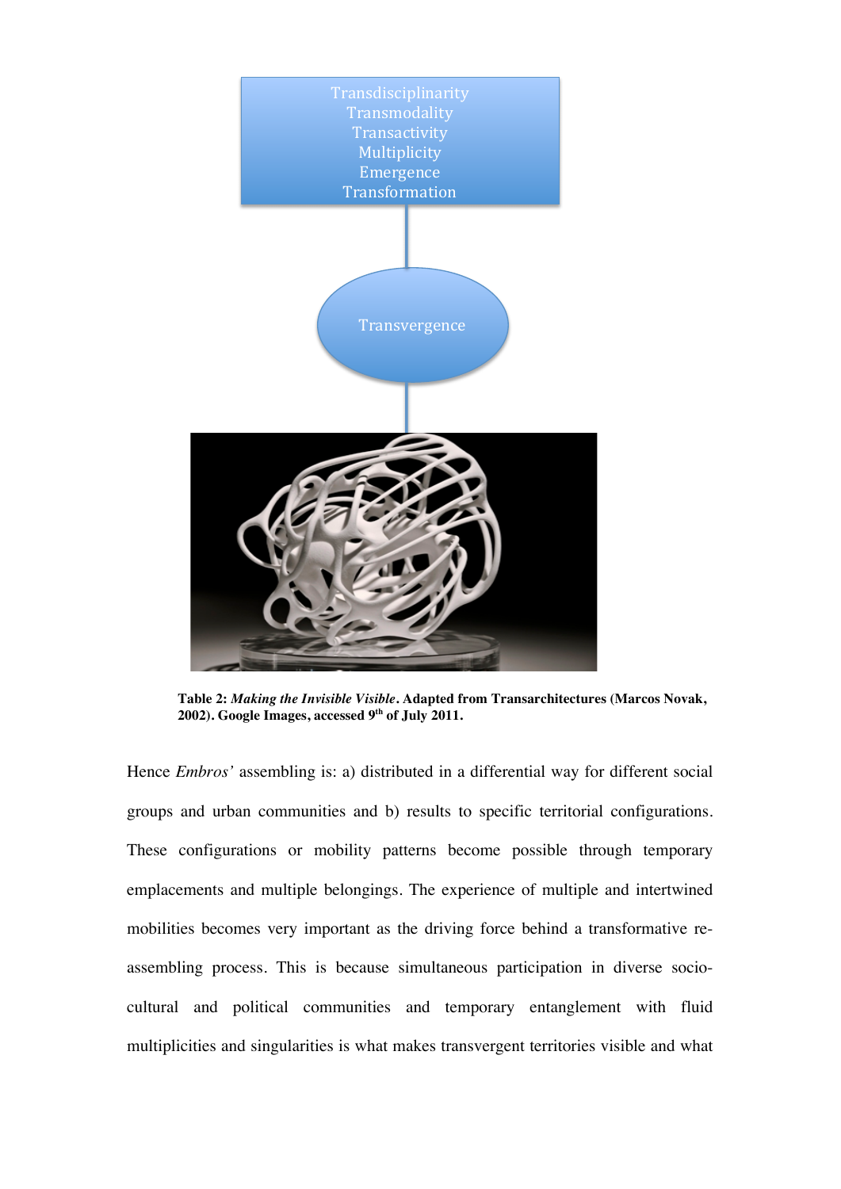Transdisciplinarity
Transmodality
Transactivity
Multiplicity
Emergence
Transformation

Transvergence

**Table 2:** ***Making the Invisible Visible*****. Adapted from Transarchitectures (Marcos Novak, 2002). Google Images, accessed 9th of July 2011.**

Hence *Embros'* assembling is: a) distributed in a differential way for different social groups and urban communities and b) results to specific territorial configurations. These configurations or mobility patterns become possible through temporary emplacements and multiple belongings. The experience of multiple and intertwined mobilities becomes very important as the driving force behind a transformative re-assembling process. This is because simultaneous participation in diverse socio-cultural and political communities and temporary entanglement with fluid multiplicities and singularities is what makes transvergent territories visible and what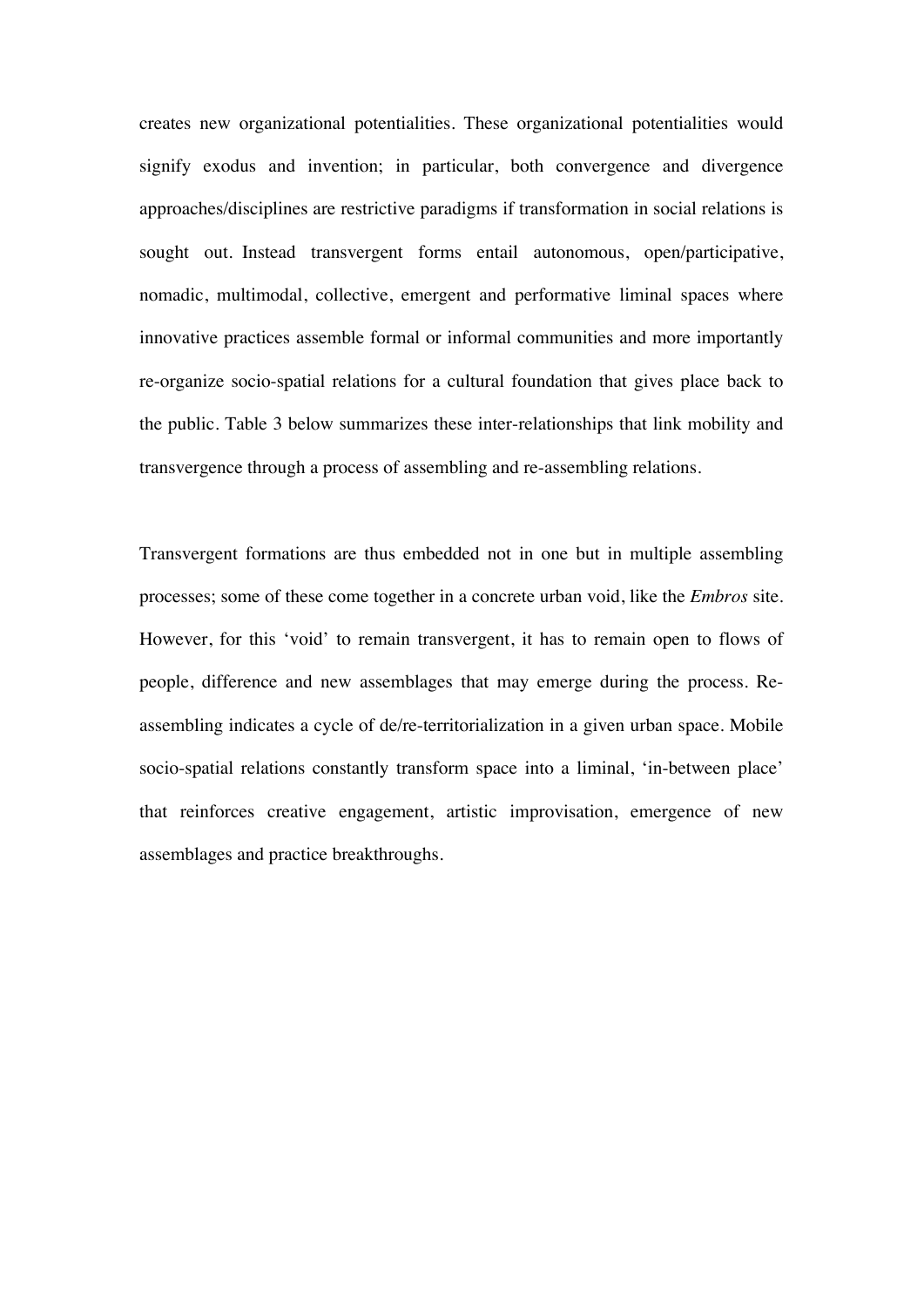creates new organizational potentialities. These organizational potentialities would signify exodus and invention; in particular, both convergence and divergence approaches/disciplines are restrictive paradigms if transformation in social relations is sought out. Instead transvergent forms entail autonomous, open/participative, nomadic, multimodal, collective, emergent and performative liminal spaces where innovative practices assemble formal or informal communities and more importantly re-organize socio-spatial relations for a cultural foundation that gives place back to the public. Table 3 below summarizes these inter-relationships that link mobility and transvergence through a process of assembling and re-assembling relations.

Transvergent formations are thus embedded not in one but in multiple assembling processes; some of these come together in a concrete urban void, like the *Embros* site. However, for this 'void' to remain transvergent, it has to remain open to flows of people, difference and new assemblages that may emerge during the process. Re-assembling indicates a cycle of de/re-territorialization in a given urban space. Mobile socio-spatial relations constantly transform space into a liminal, 'in-between place' that reinforces creative engagement, artistic improvisation, emergence of new assemblages and practice breakthroughs.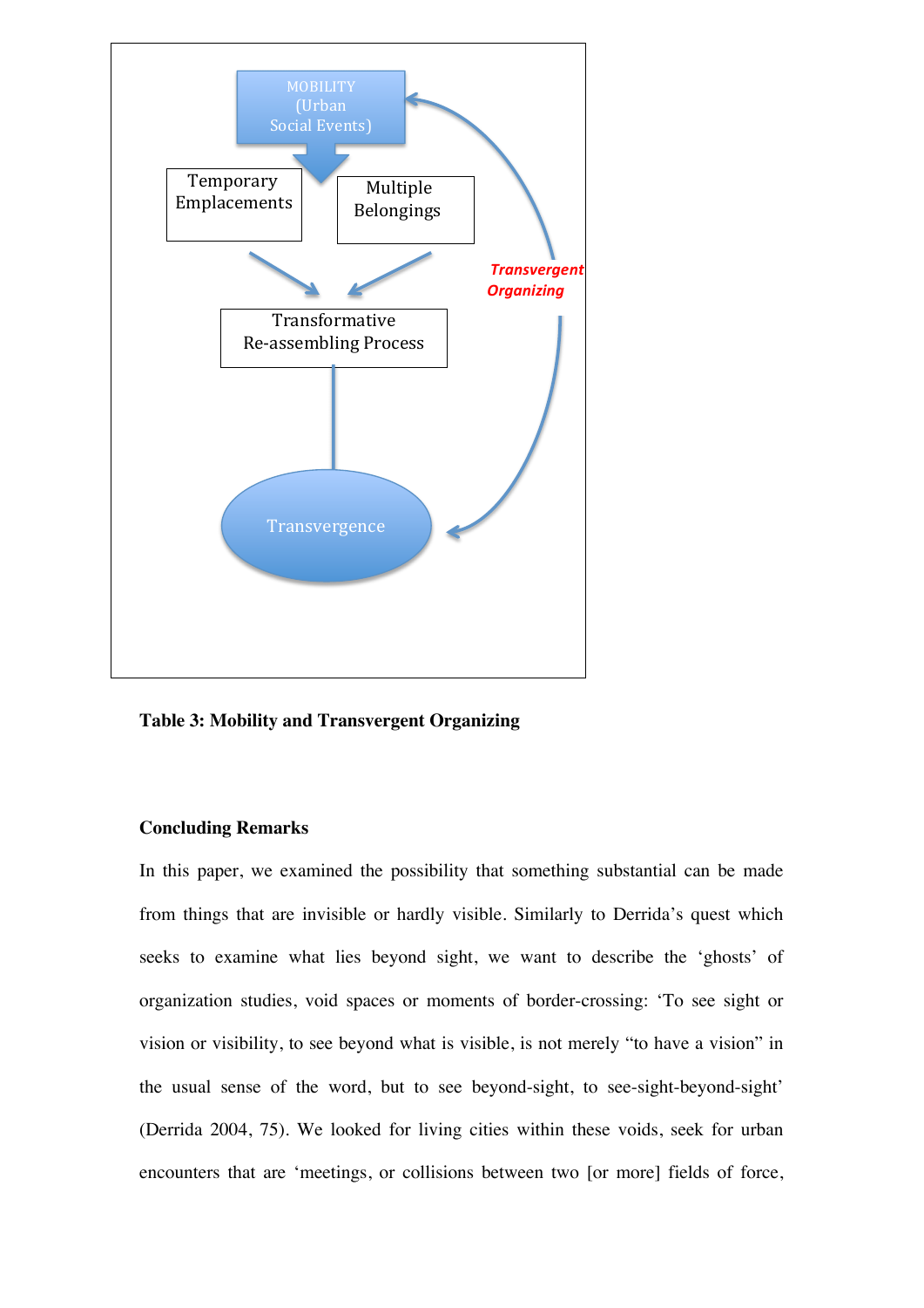MOBILITY (Urban Social Events)

Temporary Emplacements

Multiple Belongings

Transformative Re-assembling Process

Transvergence

*Transvergent Organizing*

**Table 3: Mobility and Transvergent Organizing**

## Concluding Remarks

In this paper, we examined the possibility that something substantial can be made from things that are invisible or hardly visible. Similarly to Derrida's quest which seeks to examine what lies beyond sight, we want to describe the 'ghosts' of organization studies, void spaces or moments of border-crossing: 'To see sight or vision or visibility, to see beyond what is visible, is not merely "to have a vision" in the usual sense of the word, but to see beyond-sight, to see-sight-beyond-sight' (Derrida 2004, 75). We looked for living cities within these voids, seek for urban encounters that are 'meetings, or collisions between two [or more] fields of force,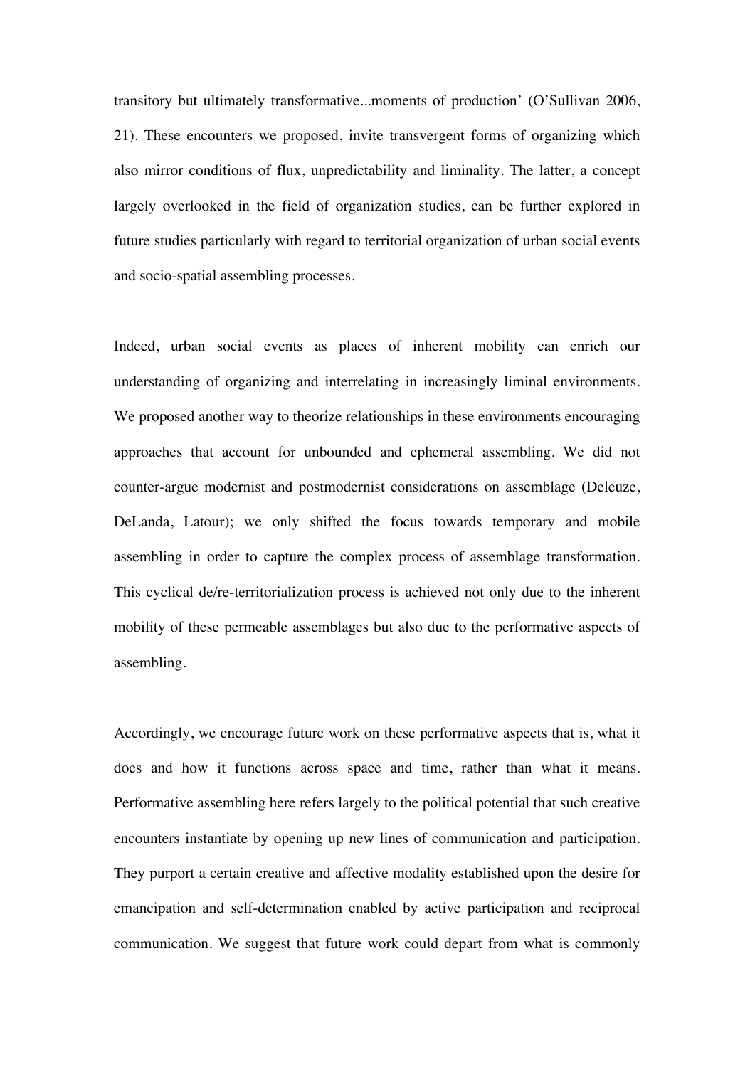transitory but ultimately transformative...moments of production' (O'Sullivan 2006, 21). These encounters we proposed, invite transvergent forms of organizing which also mirror conditions of flux, unpredictability and liminality. The latter, a concept largely overlooked in the field of organization studies, can be further explored in future studies particularly with regard to territorial organization of urban social events and socio-spatial assembling processes.

Indeed, urban social events as places of inherent mobility can enrich our understanding of organizing and interrelating in increasingly liminal environments. We proposed another way to theorize relationships in these environments encouraging approaches that account for unbounded and ephemeral assembling. We did not counter-argue modernist and postmodernist considerations on assemblage (Deleuze, DeLanda, Latour); we only shifted the focus towards temporary and mobile assembling in order to capture the complex process of assemblage transformation. This cyclical de/re-territorialization process is achieved not only due to the inherent mobility of these permeable assemblages but also due to the performative aspects of assembling.

Accordingly, we encourage future work on these performative aspects that is, what it does and how it functions across space and time, rather than what it means. Performative assembling here refers largely to the political potential that such creative encounters instantiate by opening up new lines of communication and participation. They purport a certain creative and affective modality established upon the desire for emancipation and self-determination enabled by active participation and reciprocal communication. We suggest that future work could depart from what is commonly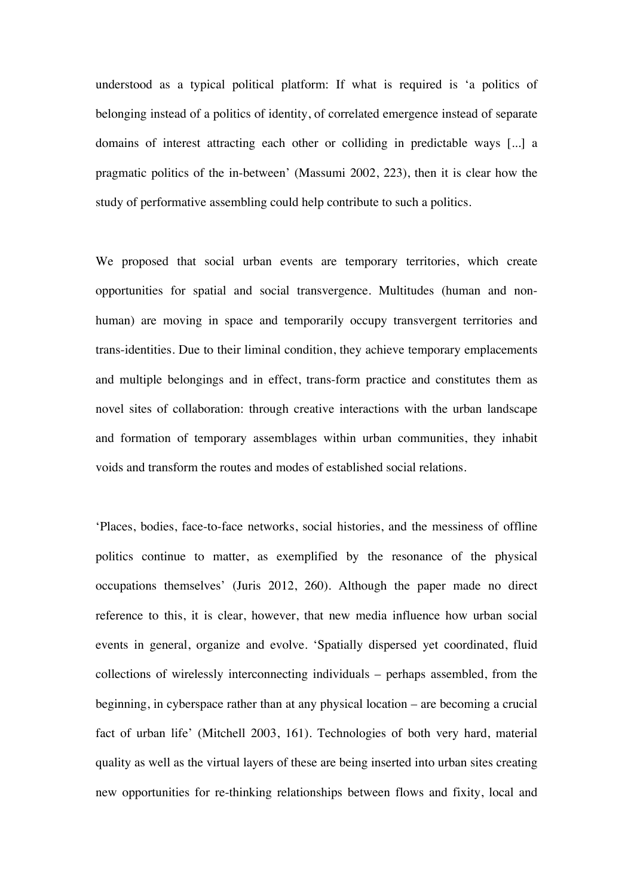understood as a typical political platform: If what is required is 'a politics of belonging instead of a politics of identity, of correlated emergence instead of separate domains of interest attracting each other or colliding in predictable ways [...] a pragmatic politics of the in-between' (Massumi 2002, 223), then it is clear how the study of performative assembling could help contribute to such a politics.

We proposed that social urban events are temporary territories, which create opportunities for spatial and social transvergence. Multitudes (human and non-human) are moving in space and temporarily occupy transvergent territories and trans-identities. Due to their liminal condition, they achieve temporary emplacements and multiple belongings and in effect, trans-form practice and constitutes them as novel sites of collaboration: through creative interactions with the urban landscape and formation of temporary assemblages within urban communities, they inhabit voids and transform the routes and modes of established social relations.

'Places, bodies, face-to-face networks, social histories, and the messiness of offline politics continue to matter, as exemplified by the resonance of the physical occupations themselves' (Juris 2012, 260). Although the paper made no direct reference to this, it is clear, however, that new media influence how urban social events in general, organize and evolve. 'Spatially dispersed yet coordinated, fluid collections of wirelessly interconnecting individuals – perhaps assembled, from the beginning, in cyberspace rather than at any physical location – are becoming a crucial fact of urban life' (Mitchell 2003, 161). Technologies of both very hard, material quality as well as the virtual layers of these are being inserted into urban sites creating new opportunities for re-thinking relationships between flows and fixity, local and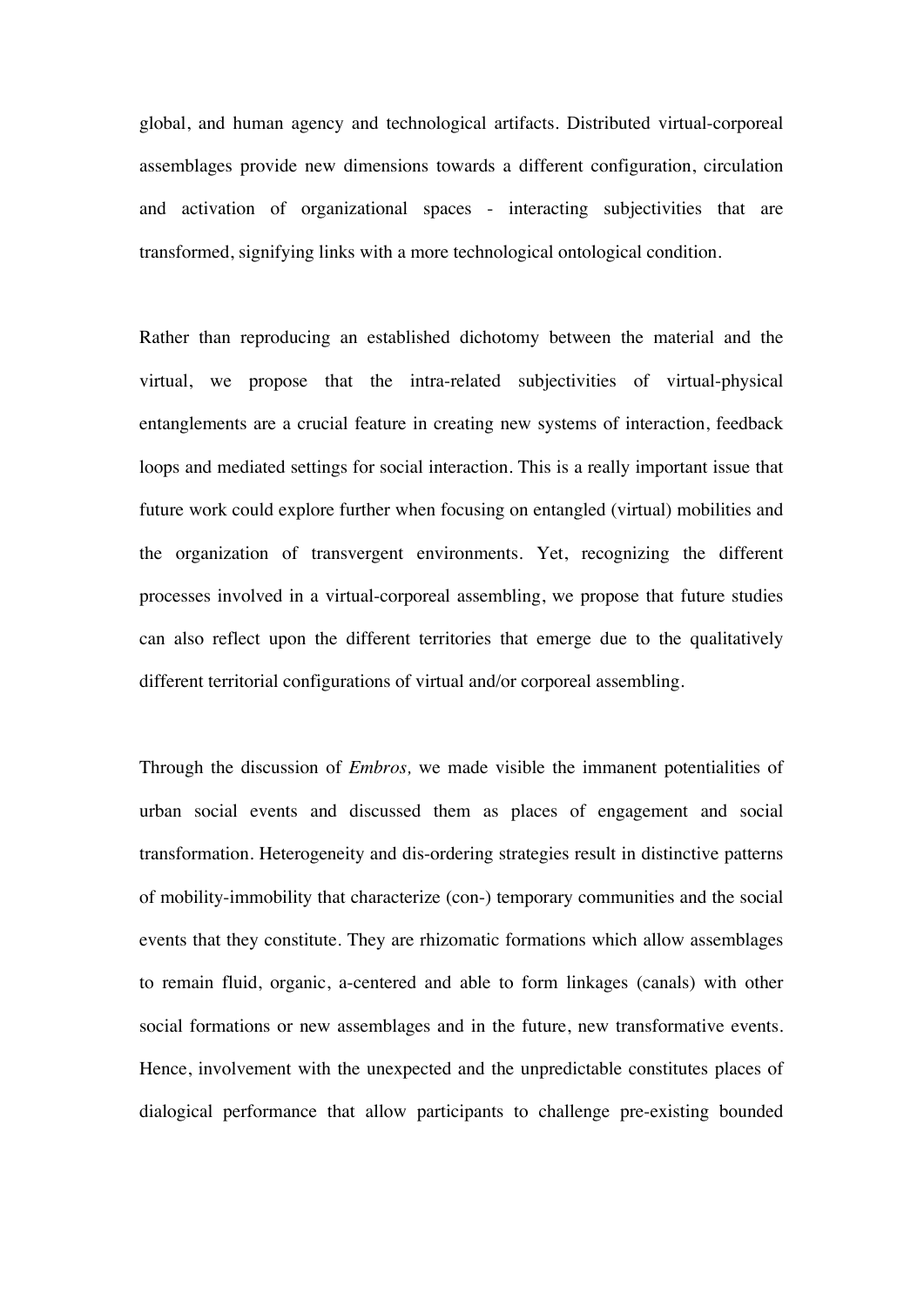global, and human agency and technological artifacts. Distributed virtual-corporeal assemblages provide new dimensions towards a different configuration, circulation and activation of organizational spaces - interacting subjectivities that are transformed, signifying links with a more technological ontological condition.

Rather than reproducing an established dichotomy between the material and the virtual, we propose that the intra-related subjectivities of virtual-physical entanglements are a crucial feature in creating new systems of interaction, feedback loops and mediated settings for social interaction. This is a really important issue that future work could explore further when focusing on entangled (virtual) mobilities and the organization of transvergent environments. Yet, recognizing the different processes involved in a virtual-corporeal assembling, we propose that future studies can also reflect upon the different territories that emerge due to the qualitatively different territorial configurations of virtual and/or corporeal assembling.

Through the discussion of *Embros,* we made visible the immanent potentialities of urban social events and discussed them as places of engagement and social transformation. Heterogeneity and dis-ordering strategies result in distinctive patterns of mobility-immobility that characterize (con-) temporary communities and the social events that they constitute. They are rhizomatic formations which allow assemblages to remain fluid, organic, a-centered and able to form linkages (canals) with other social formations or new assemblages and in the future, new transformative events. Hence, involvement with the unexpected and the unpredictable constitutes places of dialogical performance that allow participants to challenge pre-existing bounded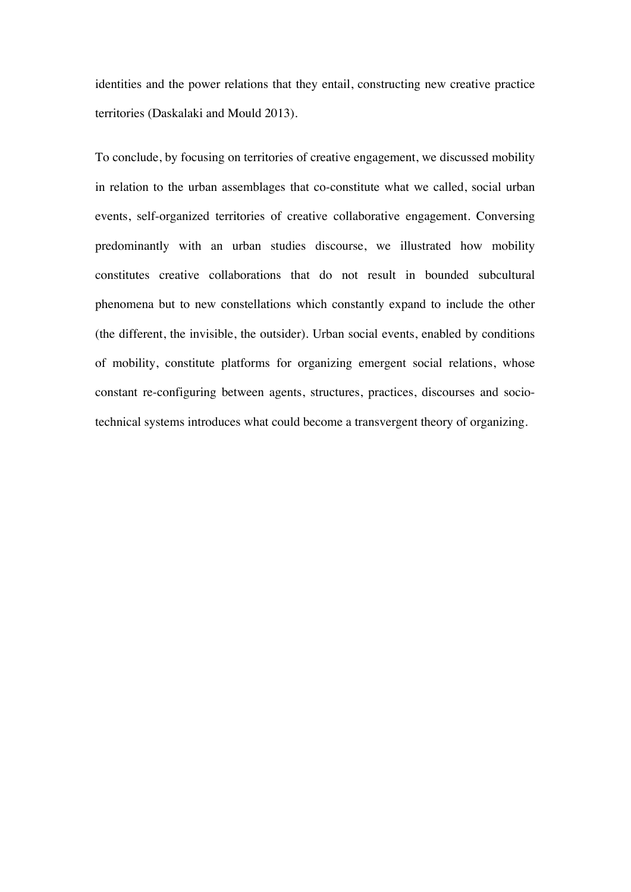identities and the power relations that they entail, constructing new creative practice territories (Daskalaki and Mould 2013).

To conclude, by focusing on territories of creative engagement, we discussed mobility in relation to the urban assemblages that co-constitute what we called, social urban events, self-organized territories of creative collaborative engagement. Conversing predominantly with an urban studies discourse, we illustrated how mobility constitutes creative collaborations that do not result in bounded subcultural phenomena but to new constellations which constantly expand to include the other (the different, the invisible, the outsider). Urban social events, enabled by conditions of mobility, constitute platforms for organizing emergent social relations, whose constant re-configuring between agents, structures, practices, discourses and socio-technical systems introduces what could become a transvergent theory of organizing.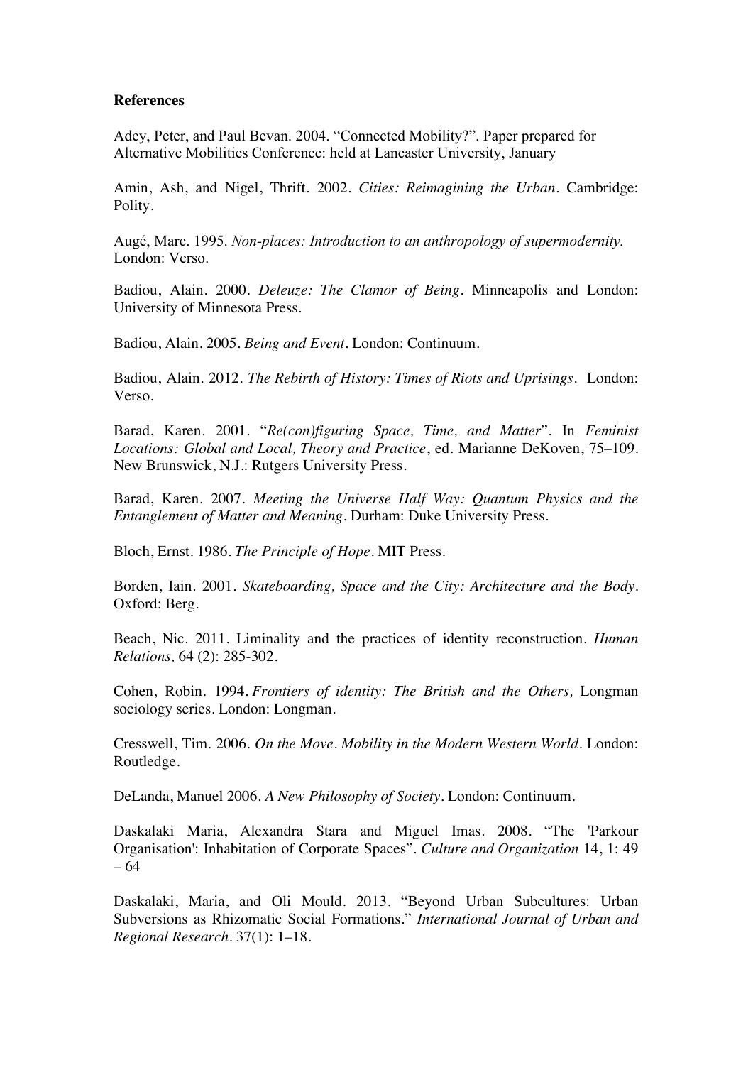**References**

Adey, Peter, and Paul Bevan. 2004. "Connected Mobility?". Paper prepared for Alternative Mobilities Conference: held at Lancaster University, January

Amin, Ash, and Nigel, Thrift. 2002. *Cities: Reimagining the Urban*. Cambridge: Polity.

Augé, Marc. 1995. *Non-places: Introduction to an anthropology of supermodernity.* London: Verso.

Badiou, Alain. 2000. *Deleuze: The Clamor of Being*. Minneapolis and London: University of Minnesota Press.

Badiou, Alain. 2005. *Being and Event*. London: Continuum.

Badiou, Alain. 2012. *The Rebirth of History: Times of Riots and Uprisings*. London: Verso.

Barad, Karen. 2001. "*Re(con)figuring Space, Time, and Matter*". In *Feminist Locations: Global and Local, Theory and Practice*, ed. Marianne DeKoven, 75–109. New Brunswick, N.J.: Rutgers University Press.

Barad, Karen. 2007. *Meeting the Universe Half Way: Quantum Physics and the Entanglement of Matter and Meaning*. Durham: Duke University Press.

Bloch, Ernst. 1986. *The Principle of Hope*. MIT Press.

Borden, Iain. 2001. *Skateboarding, Space and the City: Architecture and the Body*. Oxford: Berg.

Beach, Nic. 2011. Liminality and the practices of identity reconstruction. *Human Relations,* 64 (2): 285-302.

Cohen, Robin. 1994. *Frontiers of identity: The British and the Others,* Longman sociology series. London: Longman.

Cresswell, Tim. 2006. *On the Move. Mobility in the Modern Western World*. London: Routledge.

DeLanda, Manuel 2006. *A New Philosophy of Society*. London: Continuum.

Daskalaki Maria, Alexandra Stara and Miguel Imas. 2008. "The 'Parkour Organisation': Inhabitation of Corporate Spaces". *Culture and Organization* 14, 1: 49 – 64

Daskalaki, Maria, and Oli Mould. 2013. "Beyond Urban Subcultures: Urban Subversions as Rhizomatic Social Formations." *International Journal of Urban and Regional Research*. 37(1): 1–18.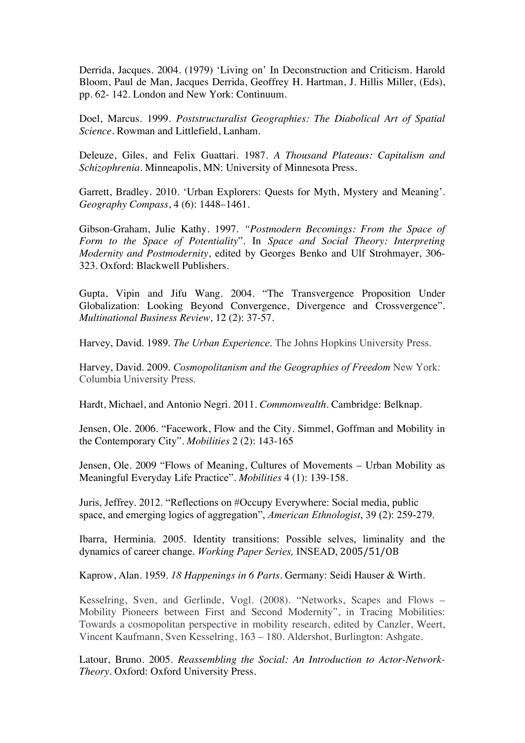Derrida, Jacques. 2004. (1979) 'Living on' In Deconstruction and Criticism. Harold Bloom, Paul de Man, Jacques Derrida, Geoffrey H. Hartman, J. Hillis Miller, (Eds), pp. 62- 142. London and New York: Continuum.

Doel, Marcus. 1999. *Poststructuralist Geographies: The Diabolical Art of Spatial Science*. Rowman and Littlefield, Lanham.

Deleuze, Giles, and Felix Guattari. 1987. *A Thousand Plateaus: Capitalism and Schizophrenia*. Minneapolis, MN: University of Minnesota Press.

Garrett, Bradley. 2010. 'Urban Explorers: Quests for Myth, Mystery and Meaning'. *Geography Compass*, 4 (6): 1448–1461.

Gibson-Graham, Julie Kathy. 1997. *"Postmodern Becomings: From the Space of Form to the Space of Potentiality*". In *Space and Social Theory: Interpreting Modernity and Postmodernity*, edited by Georges Benko and Ulf Strohmayer, 306-323. Oxford: Blackwell Publishers.

Gupta, Vipin and Jifu Wang. 2004. "The Transvergence Proposition Under Globalization: Looking Beyond Convergence, Divergence and Crossvergence". *Multinational Business Review,* 12 (2): 37-57.

Harvey, David. 1989. *The Urban Experience.* The Johns Hopkins University Press.

Harvey, David. 2009. *Cosmopolitanism and the Geographies of Freedom* New York: Columbia University Press.

Hardt, Michael, and Antonio Negri. 2011. *Commonwealth*. Cambridge: Belknap.

Jensen, Ole. 2006. "Facework, Flow and the City. Simmel, Goffman and Mobility in the Contemporary City". *Mobilities* 2 (2): 143-165

Jensen, Ole. 2009 "Flows of Meaning, Cultures of Movements – Urban Mobility as Meaningful Everyday Life Practice". *Mobilities* 4 (1): 139-158.

Juris, Jeffrey. 2012. "Reflections on #Occupy Everywhere: Social media, public space, and emerging logics of aggregation", *American Ethnologist*, 39 (2): 259-279.

Ibarra, Herminia. 2005. Identity transitions: Possible selves, liminality and the dynamics of career change. *Working Paper Series,* INSEAD, 2005/51/OB

Kaprow, Alan. 1959. *18 Happenings in 6 Parts*. Germany: Seidi Hauser & Wirth.

Kesselring, Sven, and Gerlinde, Vogl. (2008). "Networks, Scapes and Flows – Mobility Pioneers between First and Second Modernity", in Tracing Mobilities: Towards a cosmopolitan perspective in mobility research, edited by Canzler, Weert, Vincent Kaufmann, Sven Kesselring, 163 – 180. Aldershot, Burlington: Ashgate.

Latour, Bruno. 2005. *Reassembling the Social: An Introduction to Actor-Network-Theory*. Oxford: Oxford University Press.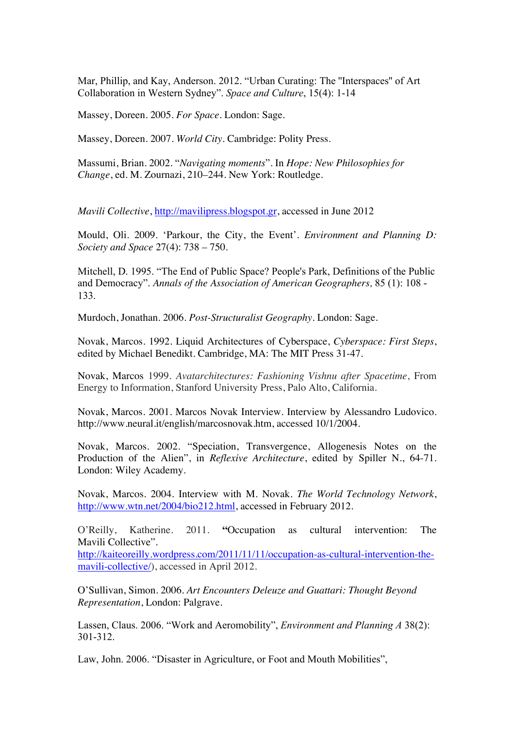Mar, Phillip, and Kay, Anderson. 2012. “Urban Curating: The "Interspaces" of Art Collaboration in Western Sydney”. *Space and Culture*, 15(4): 1-14

Massey, Doreen. 2005. *For Space*. London: Sage.

Massey, Doreen. 2007. *World City*. Cambridge: Polity Press.

Massumi, Brian. 2002. “*Navigating moments*”. In *Hope: New Philosophies for Change*, ed. M. Zournazi, 210–244. New York: Routledge.

*Mavili Collective*, http://mavilipress.blogspot.gr, accessed in June 2012

Mould, Oli. 2009. ‘Parkour, the City, the Event’. *Environment and Planning D: Society and Space* 27(4): 738 – 750.

Mitchell, D. 1995. “The End of Public Space? People's Park, Definitions of the Public and Democracy”. *Annals of the Association of American Geographers,* 85 (1): 108 - 133.

Murdoch, Jonathan. 2006. *Post-Structuralist Geography*. London: Sage.

Novak, Marcos. 1992. Liquid Architectures of Cyberspace, *Cyberspace: First Steps*, edited by Michael Benedikt. Cambridge, MA: The MIT Press 31-47.

Novak, Marcos 1999. *Avatarchitectures: Fashioning Vishnu after Spacetime*, From Energy to Information, Stanford University Press, Palo Alto, California.

Novak, Marcos. 2001. Marcos Novak Interview. Interview by Alessandro Ludovico. http://www.neural.it/english/marcosnovak.htm, accessed 10/1/2004.

Novak, Marcos. 2002. “Speciation, Transvergence, Allogenesis Notes on the Production of the Alien”, in *Reflexive Architecture*, edited by Spiller N., 64-71. London: Wiley Academy.

Novak, Marcos. 2004. Interview with M. Novak. *The World Technology Network*, http://www.wtn.net/2004/bio212.html, accessed in February 2012.

O’Reilly, Katherine. 2011. **“**Occupation as cultural intervention: The Mavili Collective”. http://kaiteoreilly.wordpress.com/2011/11/11/occupation-as-cultural-intervention-the-mavili-collective/), accessed in April 2012.

O’Sullivan, Simon. 2006. *Art Encounters Deleuze and Guattari: Thought Beyond Representation*, London: Palgrave.

Lassen, Claus. 2006. “Work and Aeromobility”, *Environment and Planning A* 38(2): 301-312.

Law, John. 2006. “Disaster in Agriculture, or Foot and Mouth Mobilities”,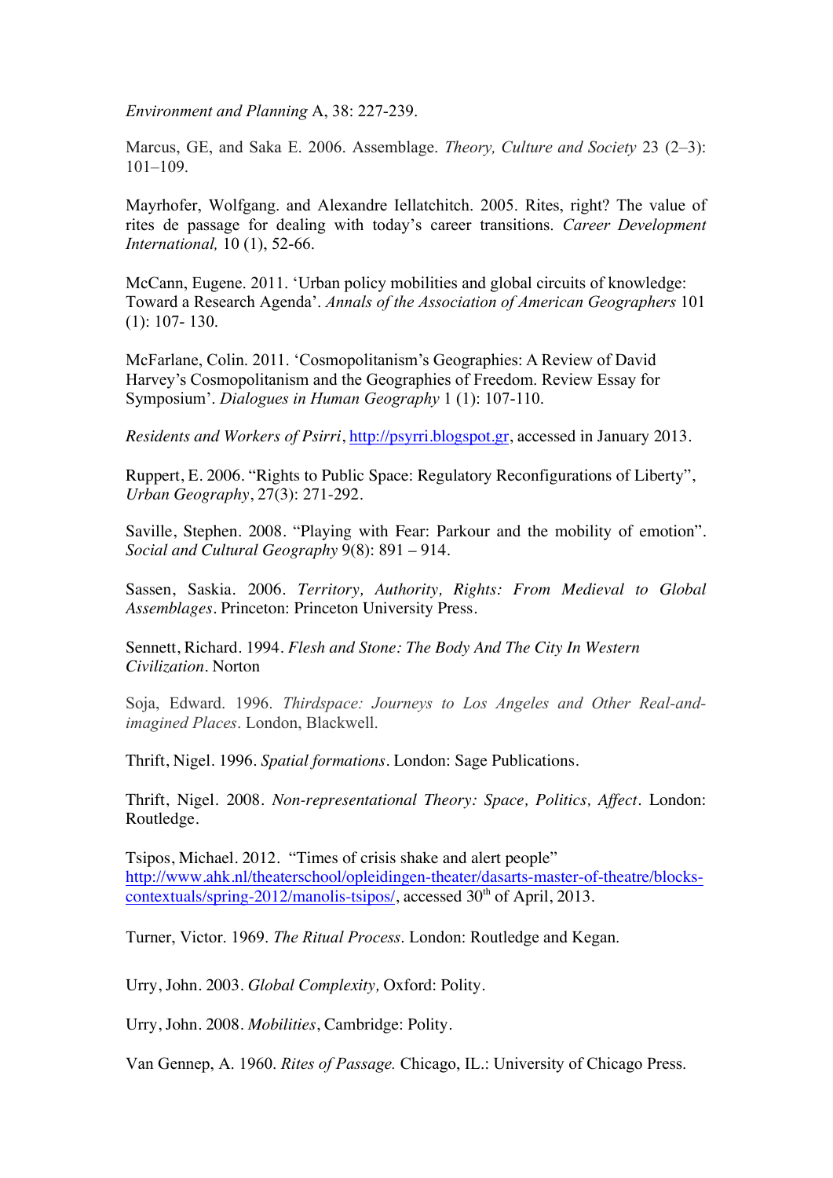*Environment and Planning* A, 38: 227-239.

Marcus, GE, and Saka E. 2006. Assemblage. *Theory, Culture and Society* 23 (2–3): 101–109.

Mayrhofer, Wolfgang. and Alexandre Iellatchitch. 2005. Rites, right? The value of rites de passage for dealing with today's career transitions. *Career Development International,* 10 (1), 52-66.

McCann, Eugene. 2011. 'Urban policy mobilities and global circuits of knowledge: Toward a Research Agenda'. *Annals of the Association of American Geographers* 101 (1): 107- 130.

McFarlane, Colin. 2011. 'Cosmopolitanism's Geographies: A Review of David Harvey's Cosmopolitanism and the Geographies of Freedom. Review Essay for Symposium'. *Dialogues in Human Geography* 1 (1): 107-110.

*Residents and Workers of Psirri*, http://psyrri.blogspot.gr, accessed in January 2013.

Ruppert, E. 2006. "Rights to Public Space: Regulatory Reconfigurations of Liberty", *Urban Geography*, 27(3): 271-292.

Saville, Stephen. 2008. "Playing with Fear: Parkour and the mobility of emotion". *Social and Cultural Geography* 9(8): 891 – 914.

Sassen, Saskia. 2006. *Territory, Authority, Rights: From Medieval to Global Assemblages*. Princeton: Princeton University Press.

Sennett, Richard. 1994. *Flesh and Stone: The Body And The City In Western Civilization*. Norton

Soja, Edward. 1996. *Thirdspace: Journeys to Los Angeles and Other Real-and-imagined Places*. London, Blackwell.

Thrift, Nigel. 1996. *Spatial formations*. London: Sage Publications.

Thrift, Nigel. 2008. *Non-representational Theory: Space, Politics, Affect*. London: Routledge.

Tsipos, Michael. 2012. "Times of crisis shake and alert people" http://www.ahk.nl/theaterschool/opleidingen-theater/dasarts-master-of-theatre/blocks-contextuals/spring-2012/manolis-tsipos/, accessed 30th of April, 2013.

Turner, Victor. 1969. *The Ritual Process*. London: Routledge and Kegan.

Urry, John. 2003. *Global Complexity,* Oxford: Polity.

Urry, John. 2008. *Mobilities*, Cambridge: Polity.

Van Gennep, A. 1960. *Rites of Passage.* Chicago, IL.: University of Chicago Press.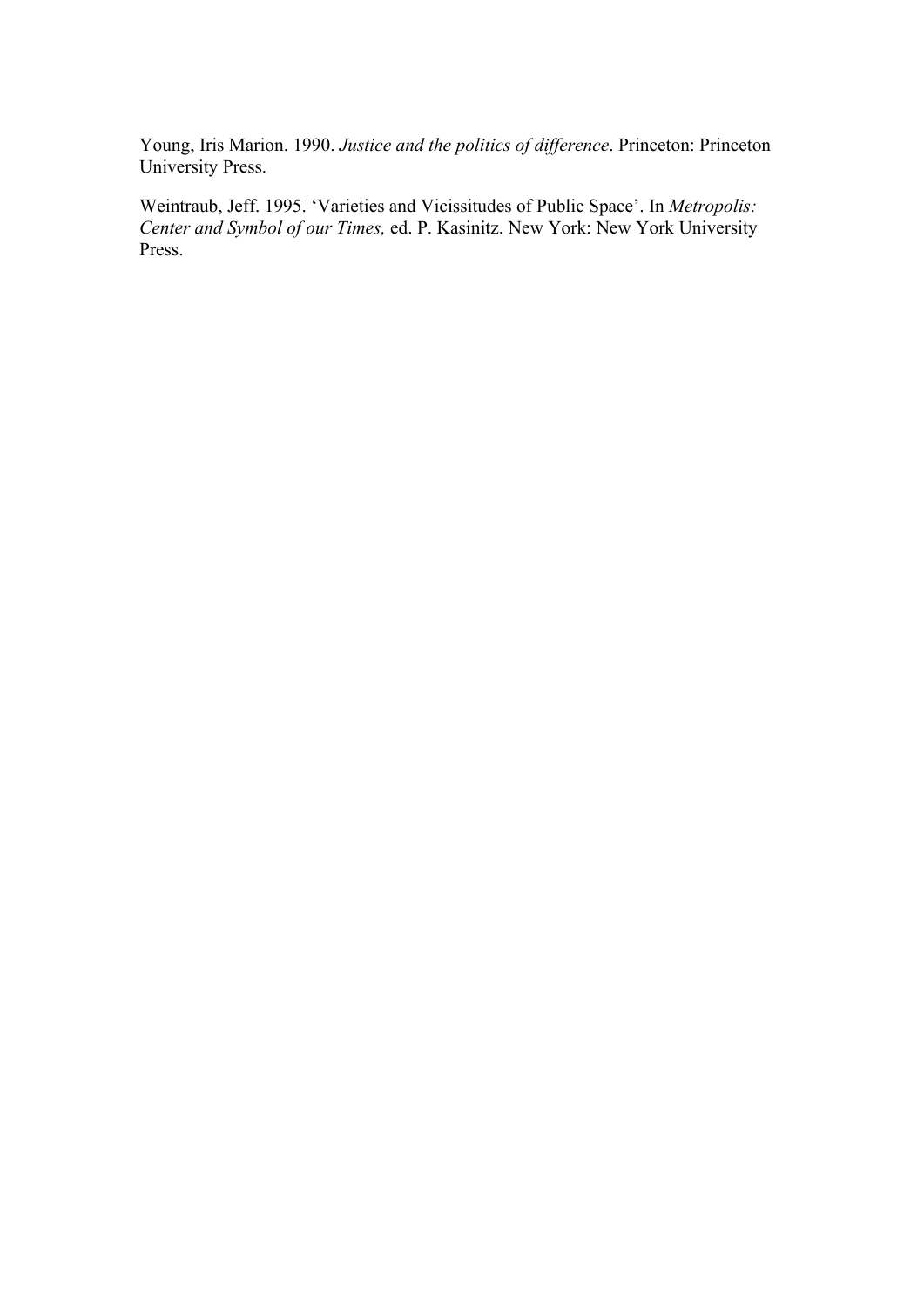Young, Iris Marion. 1990. *Justice and the politics of difference*. Princeton: Princeton University Press.

Weintraub, Jeff. 1995. 'Varieties and Vicissitudes of Public Space'. In *Metropolis: Center and Symbol of our Times,* ed. P. Kasinitz. New York: New York University Press.